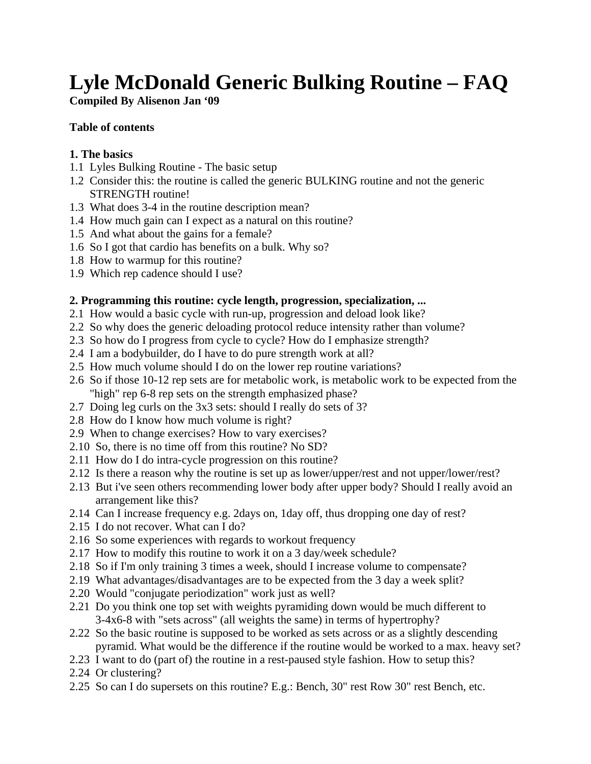# Lyle McDonald Generic Bulking Routine – FAQ

**Compiled By Alisenon Jan '09**

**Table of contents**

**1. The basics**

1.1 Lyles Bulking Routine - The basic setup
1.2 Consider this: the routine is called the generic BULKING routine and not the generic STRENGTH routine!
1.3 What does 3-4 in the routine description mean?
1.4 How much gain can I expect as a natural on this routine?
1.5 And what about the gains for a female?
1.6 So I got that cardio has benefits on a bulk. Why so?
1.8 How to warmup for this routine?
1.9 Which rep cadence should I use?

**2. Programming this routine: cycle length, progression, specialization, ...**

2.1 How would a basic cycle with run-up, progression and deload look like?
2.2 So why does the generic deloading protocol reduce intensity rather than volume?
2.3 So how do I progress from cycle to cycle? How do I emphasize strength?
2.4 I am a bodybuilder, do I have to do pure strength work at all?
2.5 How much volume should I do on the lower rep routine variations?
2.6 So if those 10-12 rep sets are for metabolic work, is metabolic work to be expected from the "high" rep 6-8 rep sets on the strength emphasized phase?
2.7 Doing leg curls on the 3x3 sets: should I really do sets of 3?
2.8 How do I know how much volume is right?
2.9 When to change exercises? How to vary exercises?
2.10 So, there is no time off from this routine? No SD?
2.11 How do I do intra-cycle progression on this routine?
2.12 Is there a reason why the routine is set up as lower/upper/rest and not upper/lower/rest?
2.13 But i've seen others recommending lower body after upper body? Should I really avoid an arrangement like this?
2.14 Can I increase frequency e.g. 2days on, 1day off, thus dropping one day of rest?
2.15 I do not recover. What can I do?
2.16 So some experiences with regards to workout frequency
2.17 How to modify this routine to work it on a 3 day/week schedule?
2.18 So if I'm only training 3 times a week, should I increase volume to compensate?
2.19 What advantages/disadvantages are to be expected from the 3 day a week split?
2.20 Would "conjugate periodization" work just as well?
2.21 Do you think one top set with weights pyramiding down would be much different to 3-4x6-8 with "sets across" (all weights the same) in terms of hypertrophy?
2.22 So the basic routine is supposed to be worked as sets across or as a slightly descending pyramid. What would be the difference if the routine would be worked to a max. heavy set?
2.23 I want to do (part of) the routine in a rest-paused style fashion. How to setup this?
2.24 Or clustering?
2.25 So can I do supersets on this routine? E.g.: Bench, 30" rest Row 30" rest Bench, etc.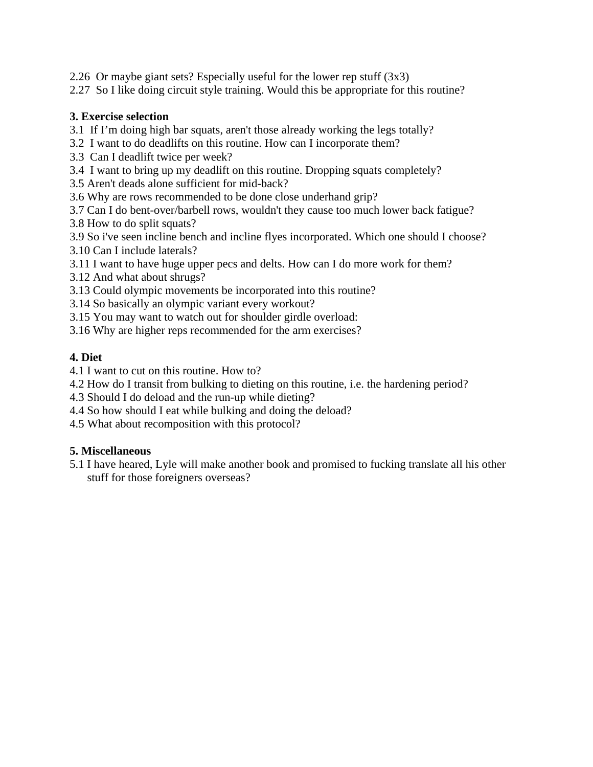2.26 Or maybe giant sets? Especially useful for the lower rep stuff (3x3)
2.27 So I like doing circuit style training. Would this be appropriate for this routine?

**3. Exercise selection**

3.1 If I'm doing high bar squats, aren't those already working the legs totally?
3.2 I want to do deadlifts on this routine. How can I incorporate them?
3.3 Can I deadlift twice per week?
3.4 I want to bring up my deadlift on this routine. Dropping squats completely?
3.5 Aren't deads alone sufficient for mid-back?
3.6 Why are rows recommended to be done close underhand grip?
3.7 Can I do bent-over/barbell rows, wouldn't they cause too much lower back fatigue?
3.8 How to do split squats?
3.9 So i've seen incline bench and incline flyes incorporated. Which one should I choose?
3.10 Can I include laterals?
3.11 I want to have huge upper pecs and delts. How can I do more work for them?
3.12 And what about shrugs?
3.13 Could olympic movements be incorporated into this routine?
3.14 So basically an olympic variant every workout?
3.15 You may want to watch out for shoulder girdle overload:
3.16 Why are higher reps recommended for the arm exercises?

**4. Diet**

4.1 I want to cut on this routine. How to?
4.2 How do I transit from bulking to dieting on this routine, i.e. the hardening period?
4.3 Should I do deload and the run-up while dieting?
4.4 So how should I eat while bulking and doing the deload?
4.5 What about recomposition with this protocol?

**5. Miscellaneous**

5.1 I have heared, Lyle will make another book and promised to fucking translate all his other stuff for those foreigners overseas?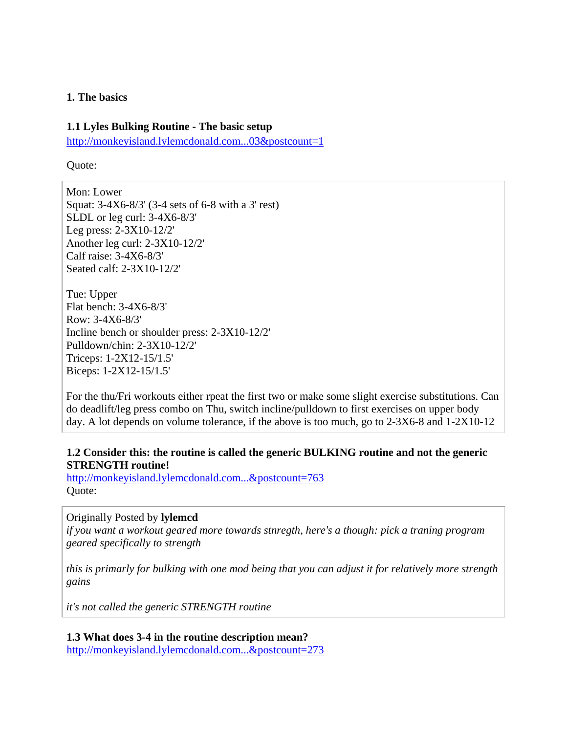### 1. The basics

#### 1.1 Lyles Bulking Routine - The basic setup

http://monkeyisland.lylemcdonald.com...03&postcount=1

Quote:

> Mon: Lower
> Squat: 3-4X6-8/3' (3-4 sets of 6-8 with a 3' rest)
> SLDL or leg curl: 3-4X6-8/3'
> Leg press: 2-3X10-12/2'
> Another leg curl: 2-3X10-12/2'
> Calf raise: 3-4X6-8/3'
> Seated calf: 2-3X10-12/2'
>
> Tue: Upper
> Flat bench: 3-4X6-8/3'
> Row: 3-4X6-8/3'
> Incline bench or shoulder press: 2-3X10-12/2'
> Pulldown/chin: 2-3X10-12/2'
> Triceps: 1-2X12-15/1.5'
> Biceps: 1-2X12-15/1.5'
>
> For the thu/Fri workouts either rpeat the first two or make some slight exercise substitutions. Can do deadlift/leg press combo on Thu, switch incline/pulldown to first exercises on upper body day. A lot depends on volume tolerance, if the above is too much, go to 2-3X6-8 and 1-2X10-12

#### 1.2 Consider this: the routine is called the generic BULKING routine and not the generic STRENGTH routine!

http://monkeyisland.lylemcdonald.com...&postcount=763

Quote:

> Originally Posted by **lylemcd**
> *if you want a workout geared more towards stnregth, here's a though: pick a traning program geared specifically to strength*
>
> *this is primarly for bulking with one mod being that you can adjust it for relatively more strength gains*
>
> *it's not called the generic STRENGTH routine*

#### 1.3 What does 3-4 in the routine description mean?

http://monkeyisland.lylemcdonald.com...&postcount=273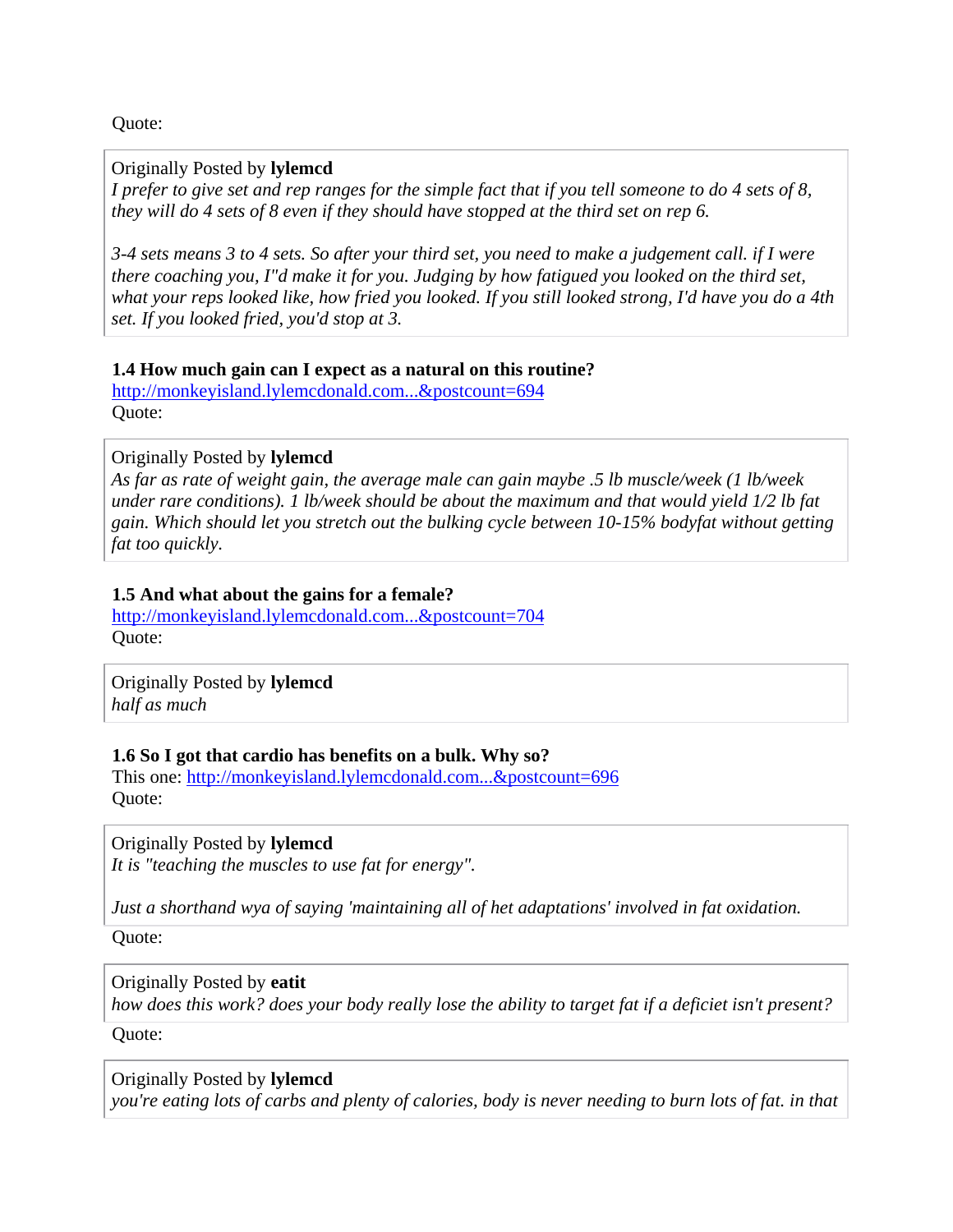Quote:

> Originally Posted by **lylemcd**
> *I prefer to give set and rep ranges for the simple fact that if you tell someone to do 4 sets of 8, they will do 4 sets of 8 even if they should have stopped at the third set on rep 6.*
>
> *3-4 sets means 3 to 4 sets. So after your third set, you need to make a judgement call. if I were there coaching you, I"d make it for you. Judging by how fatigued you looked on the third set, what your reps looked like, how fried you looked. If you still looked strong, I'd have you do a 4th set. If you looked fried, you'd stop at 3.*

**1.4 How much gain can I expect as a natural on this routine?**
[http://monkeyisland.lylemcdonald.com...&postcount=694](http://monkeyisland.lylemcdonald.com...&postcount=694)
Quote:

> Originally Posted by **lylemcd**
> *As far as rate of weight gain, the average male can gain maybe .5 lb muscle/week (1 lb/week under rare conditions). 1 lb/week should be about the maximum and that would yield 1/2 lb fat gain. Which should let you stretch out the bulking cycle between 10-15% bodyfat without getting fat too quickly.*

**1.5 And what about the gains for a female?**
[http://monkeyisland.lylemcdonald.com...&postcount=704](http://monkeyisland.lylemcdonald.com...&postcount=704)
Quote:

> Originally Posted by **lylemcd**
> *half as much*

**1.6 So I got that cardio has benefits on a bulk. Why so?**
This one: [http://monkeyisland.lylemcdonald.com...&postcount=696](http://monkeyisland.lylemcdonald.com...&postcount=696)
Quote:

> Originally Posted by **lylemcd**
> *It is "teaching the muscles to use fat for energy".*
>
> *Just a shorthand wya of saying 'maintaining all of het adaptations' involved in fat oxidation.*

Quote:

> Originally Posted by **eatit**
> *how does this work? does your body really lose the ability to target fat if a deficiet isn't present?*

Quote:

> Originally Posted by **lylemcd**
> *you're eating lots of carbs and plenty of calories, body is never needing to burn lots of fat. in that*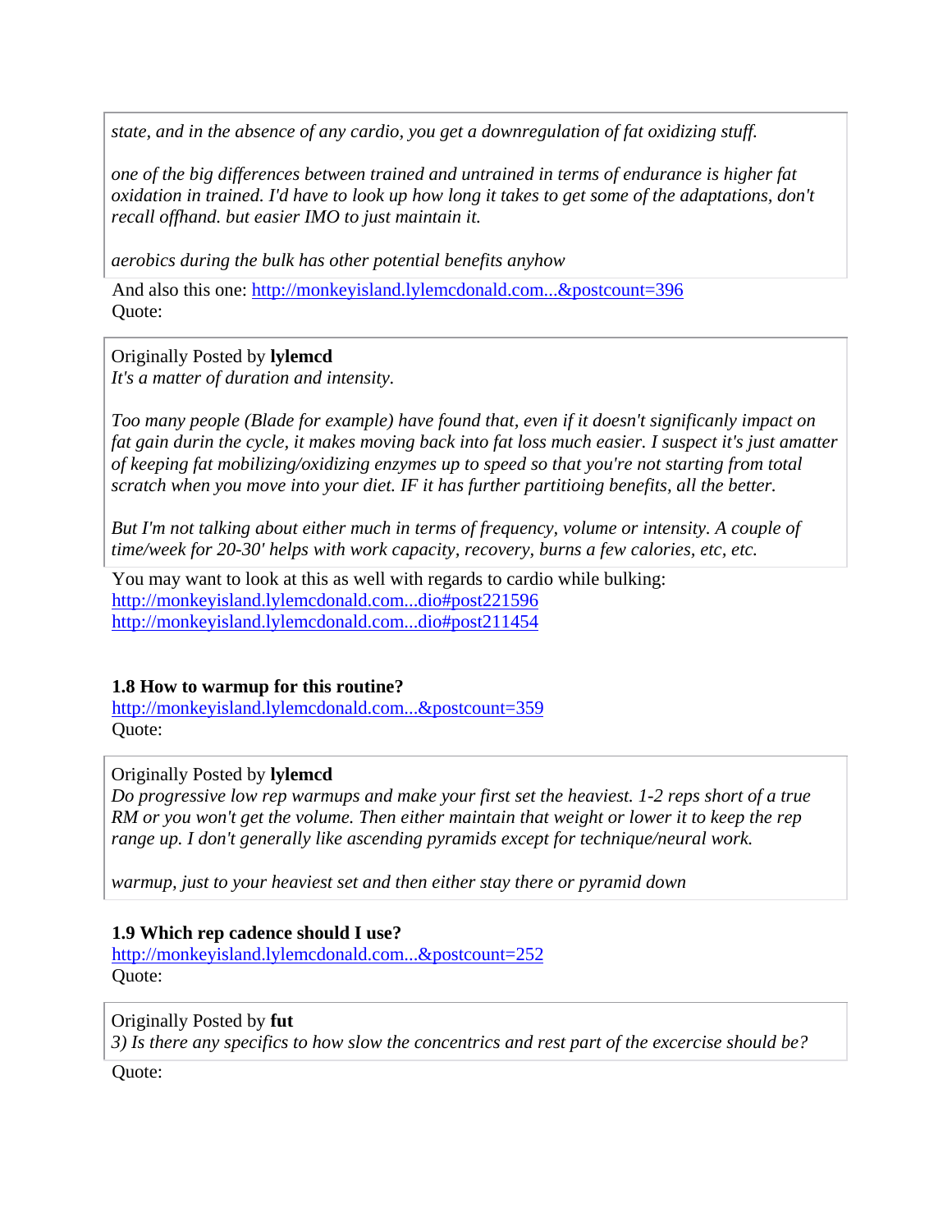> *state, and in the absence of any cardio, you get a downregulation of fat oxidizing stuff.*
>
> *one of the big differences between trained and untrained in terms of endurance is higher fat oxidation in trained. I'd have to look up how long it takes to get some of the adaptations, don't recall offhand. but easier IMO to just maintain it.*
>
> *aerobics during the bulk has other potential benefits anyhow*

And also this one: http://monkeyisland.lylemcdonald.com...&postcount=396
Quote:

> Originally Posted by **lylemcd**
> *It's a matter of duration and intensity.*
>
> *Too many people (Blade for example) have found that, even if it doesn't significanly impact on fat gain durin the cycle, it makes moving back into fat loss much easier. I suspect it's just amatter of keeping fat mobilizing/oxidizing enzymes up to speed so that you're not starting from total scratch when you move into your diet. IF it has further partitioing benefits, all the better.*
>
> *But I'm not talking about either much in terms of frequency, volume or intensity. A couple of time/week for 20-30' helps with work capacity, recovery, burns a few calories, etc, etc.*

You may want to look at this as well with regards to cardio while bulking:
http://monkeyisland.lylemcdonald.com...dio#post221596
http://monkeyisland.lylemcdonald.com...dio#post211454

### 1.8 How to warmup for this routine?

http://monkeyisland.lylemcdonald.com...&postcount=359
Quote:

> Originally Posted by **lylemcd**
> *Do progressive low rep warmups and make your first set the heaviest. 1-2 reps short of a true RM or you won't get the volume. Then either maintain that weight or lower it to keep the rep range up. I don't generally like ascending pyramids except for technique/neural work.*
>
> *warmup, just to your heaviest set and then either stay there or pyramid down*

### 1.9 Which rep cadence should I use?

http://monkeyisland.lylemcdonald.com...&postcount=252
Quote:

> Originally Posted by **fut**
> *3) Is there any specifics to how slow the concentrics and rest part of the excercise should be?*

Quote: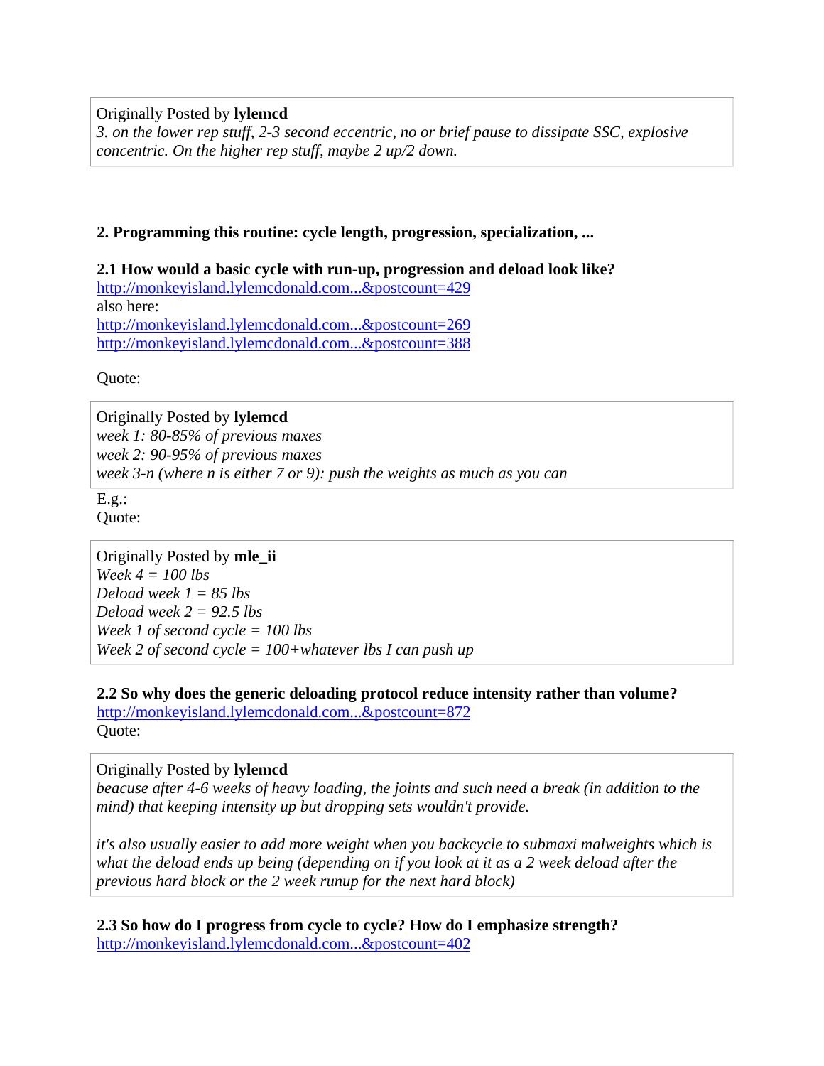> Originally Posted by **lylemcd**
> *3. on the lower rep stuff, 2-3 second eccentric, no or brief pause to dissipate SSC, explosive concentric. On the higher rep stuff, maybe 2 up/2 down.*

**2. Programming this routine: cycle length, progression, specialization, ...**

**2.1 How would a basic cycle with run-up, progression and deload look like?**
http://monkeyisland.lylemcdonald.com...&postcount=429
also here:
http://monkeyisland.lylemcdonald.com...&postcount=269
http://monkeyisland.lylemcdonald.com...&postcount=388

Quote:

> Originally Posted by **lylemcd**
> *week 1: 80-85% of previous maxes*
> *week 2: 90-95% of previous maxes*
> *week 3-n (where n is either 7 or 9): push the weights as much as you can*

E.g.:
Quote:

> Originally Posted by **mle_ii**
> *Week 4 = 100 lbs*
> *Deload week 1 = 85 lbs*
> *Deload week 2 = 92.5 lbs*
> *Week 1 of second cycle = 100 lbs*
> *Week 2 of second cycle = 100+whatever lbs I can push up*

**2.2 So why does the generic deloading protocol reduce intensity rather than volume?**
http://monkeyisland.lylemcdonald.com...&postcount=872
Quote:

> Originally Posted by **lylemcd**
> *beacuse after 4-6 weeks of heavy loading, the joints and such need a break (in addition to the mind) that keeping intensity up but dropping sets wouldn't provide.*
>
> *it's also usually easier to add more weight when you backcycle to submaxi malweights which is what the deload ends up being (depending on if you look at it as a 2 week deload after the previous hard block or the 2 week runup for the next hard block)*

**2.3 So how do I progress from cycle to cycle? How do I emphasize strength?**
http://monkeyisland.lylemcdonald.com...&postcount=402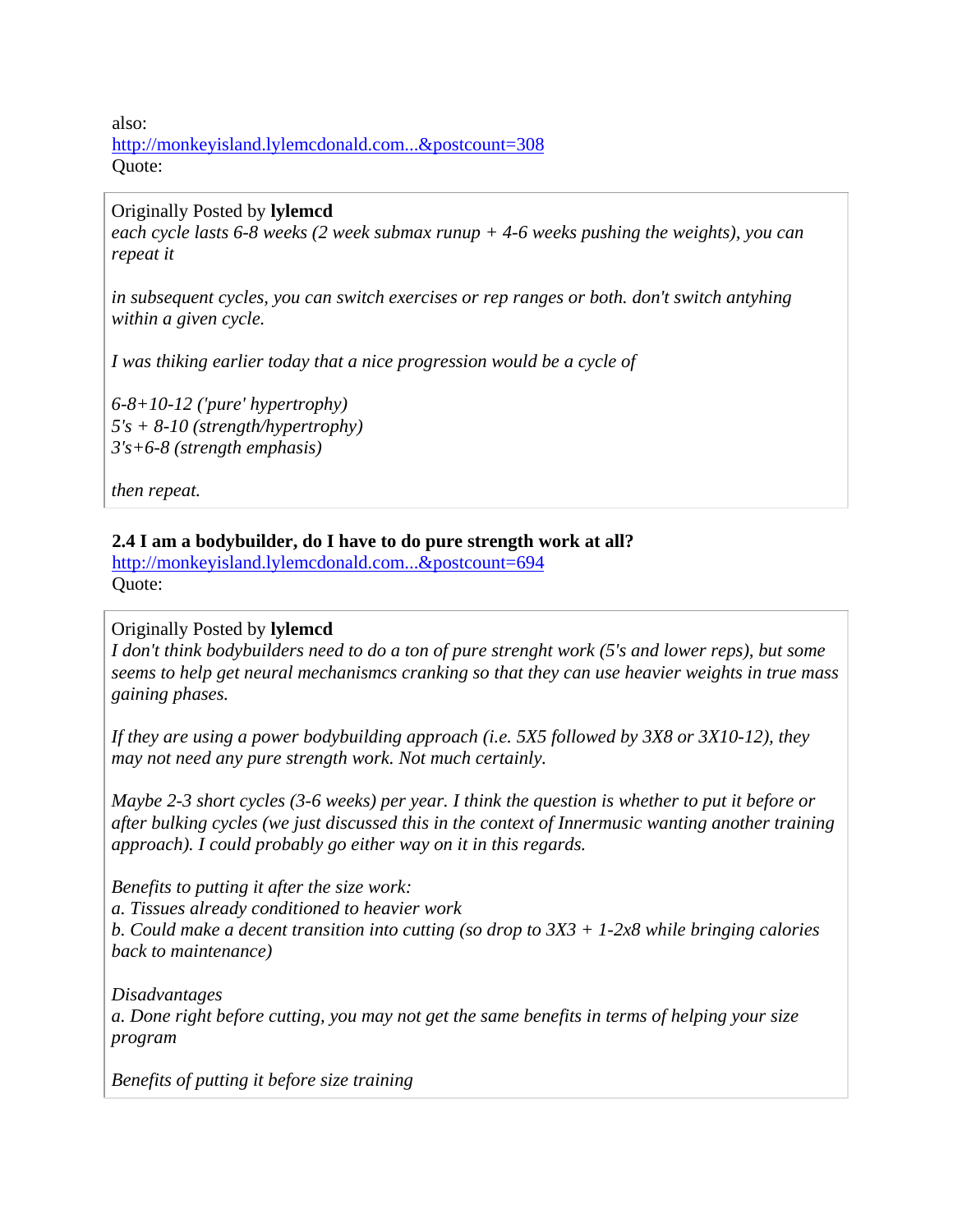also:
[http://monkeyisland.lylemcdonald.com...&postcount=308](http://monkeyisland.lylemcdonald.com...&postcount=308)
Quote:

> Originally Posted by **lylemcd**
> *each cycle lasts 6-8 weeks (2 week submax runup + 4-6 weeks pushing the weights), you can repeat it*
>
> *in subsequent cycles, you can switch exercises or rep ranges or both. don't switch antything within a given cycle.*
>
> *I was thiking earlier today that a nice progression would be a cycle of*
>
> *6-8+10-12 ('pure' hypertrophy)*
> *5's + 8-10 (strength/hypertrophy)*
> *3's+6-8 (strength emphasis)*
>
> *then repeat.*

**2.4 I am a bodybuilder, do I have to do pure strength work at all?**
[http://monkeyisland.lylemcdonald.com...&postcount=694](http://monkeyisland.lylemcdonald.com...&postcount=694)
Quote:

> Originally Posted by **lylemcd**
> *I don't think bodybuilders need to do a ton of pure strenght work (5's and lower reps), but some seems to help get neural mechanismcs cranking so that they can use heavier weights in true mass gaining phases.*
>
> *If they are using a power bodybuilding approach (i.e. 5X5 followed by 3X8 or 3X10-12), they may not need any pure strength work. Not much certainly.*
>
> *Maybe 2-3 short cycles (3-6 weeks) per year. I think the question is whether to put it before or after bulking cycles (we just discussed this in the context of Innermusic wanting another training approach). I could probably go either way on it in this regards.*
>
> *Benefits to putting it after the size work:*
> *a. Tissues already conditioned to heavier work*
> *b. Could make a decent transition into cutting (so drop to 3X3 + 1-2x8 while bringing calories back to maintenance)*
>
> *Disadvantages*
> *a. Done right before cutting, you may not get the same benefits in terms of helping your size program*
>
> *Benefits of putting it before size training*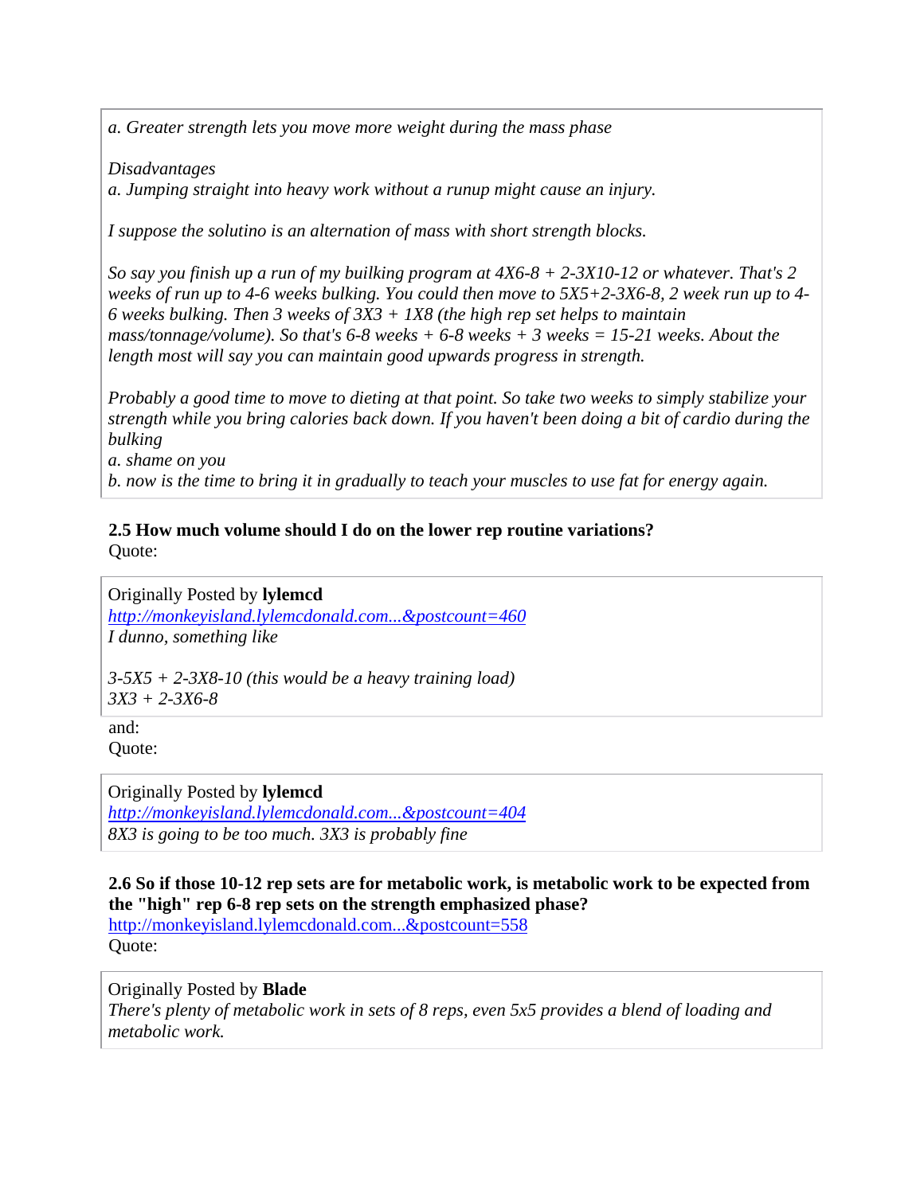> *a. Greater strength lets you move more weight during the mass phase*
>
> *Disadvantages*
> *a. Jumping straight into heavy work without a runup might cause an injury.*
>
> *I suppose the solutino is an alternation of mass with short strength blocks.*
>
> *So say you finish up a run of my builking program at 4X6-8 + 2-3X10-12 or whatever. That's 2 weeks of run up to 4-6 weeks bulking. You could then move to 5X5+2-3X6-8, 2 week run up to 4-6 weeks bulking. Then 3 weeks of 3X3 + 1X8 (the high rep set helps to maintain mass/tonnage/volume). So that's 6-8 weeks + 6-8 weeks + 3 weeks = 15-21 weeks. About the length most will say you can maintain good upwards progress in strength.*
>
> *Probably a good time to move to dieting at that point. So take two weeks to simply stabilize your strength while you bring calories back down. If you haven't been doing a bit of cardio during the bulking*
> *a. shame on you*
> *b. now is the time to bring it in gradually to teach your muscles to use fat for energy again.*

**2.5 How much volume should I do on the lower rep routine variations?**
Quote:

> Originally Posted by **lylemcd**
> [*http://monkeyisland.lylemcdonald.com...&postcount=460*](http://monkeyisland.lylemcdonald.com...&postcount=460)
> *I dunno, something like*
>
> *3-5X5 + 2-3X8-10 (this would be a heavy training load)*
> *3X3 + 2-3X6-8*

and:
Quote:

> Originally Posted by **lylemcd**
> [*http://monkeyisland.lylemcdonald.com...&postcount=404*](http://monkeyisland.lylemcdonald.com...&postcount=404)
> *8X3 is going to be too much. 3X3 is probably fine*

**2.6 So if those 10-12 rep sets are for metabolic work, is metabolic work to be expected from the "high" rep 6-8 rep sets on the strength emphasized phase?**
[http://monkeyisland.lylemcdonald.com...&postcount=558](http://monkeyisland.lylemcdonald.com...&postcount=558)
Quote:

> Originally Posted by **Blade**
> *There's plenty of metabolic work in sets of 8 reps, even 5x5 provides a blend of loading and metabolic work.*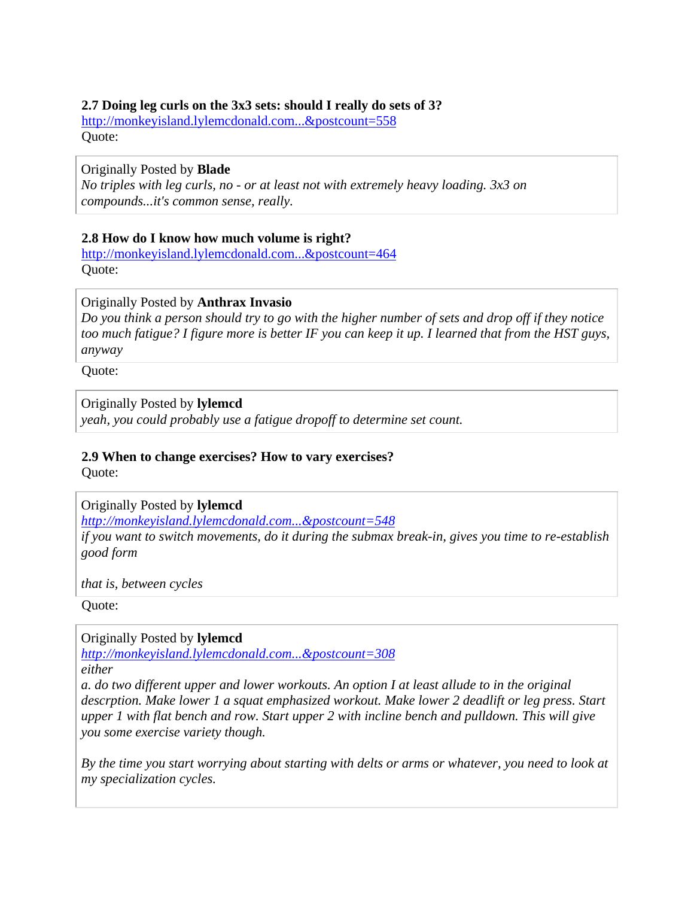**2.7 Doing leg curls on the 3x3 sets: should I really do sets of 3?**
http://monkeyisland.lylemcdonald.com...&postcount=558
Quote:

> Originally Posted by **Blade**
> *No triples with leg curls, no - or at least not with extremely heavy loading. 3x3 on compounds...it's common sense, really.*

**2.8 How do I know how much volume is right?**
http://monkeyisland.lylemcdonald.com...&postcount=464
Quote:

> Originally Posted by **Anthrax Invasio**
> *Do you think a person should try to go with the higher number of sets and drop off if they notice too much fatigue? I figure more is better IF you can keep it up. I learned that from the HST guys, anyway*

Quote:

> Originally Posted by **lylemcd**
> *yeah, you could probably use a fatigue dropoff to determine set count.*

**2.9 When to change exercises? How to vary exercises?**
Quote:

> Originally Posted by **lylemcd**
> *http://monkeyisland.lylemcdonald.com...&postcount=548*
> *if you want to switch movements, do it during the submax break-in, gives you time to re-establish good form*
>
> *that is, between cycles*

Quote:

> Originally Posted by **lylemcd**
> *http://monkeyisland.lylemcdonald.com...&postcount=308*
> *either*
> *a. do two different upper and lower workouts. An option I at least allude to in the original descrption. Make lower 1 a squat emphasized workout. Make lower 2 deadlift or leg press. Start upper 1 with flat bench and row. Start upper 2 with incline bench and pulldown. This will give you some exercise variety though.*
>
> *By the time you start worrying about starting with delts or arms or whatever, you need to look at my specialization cycles.*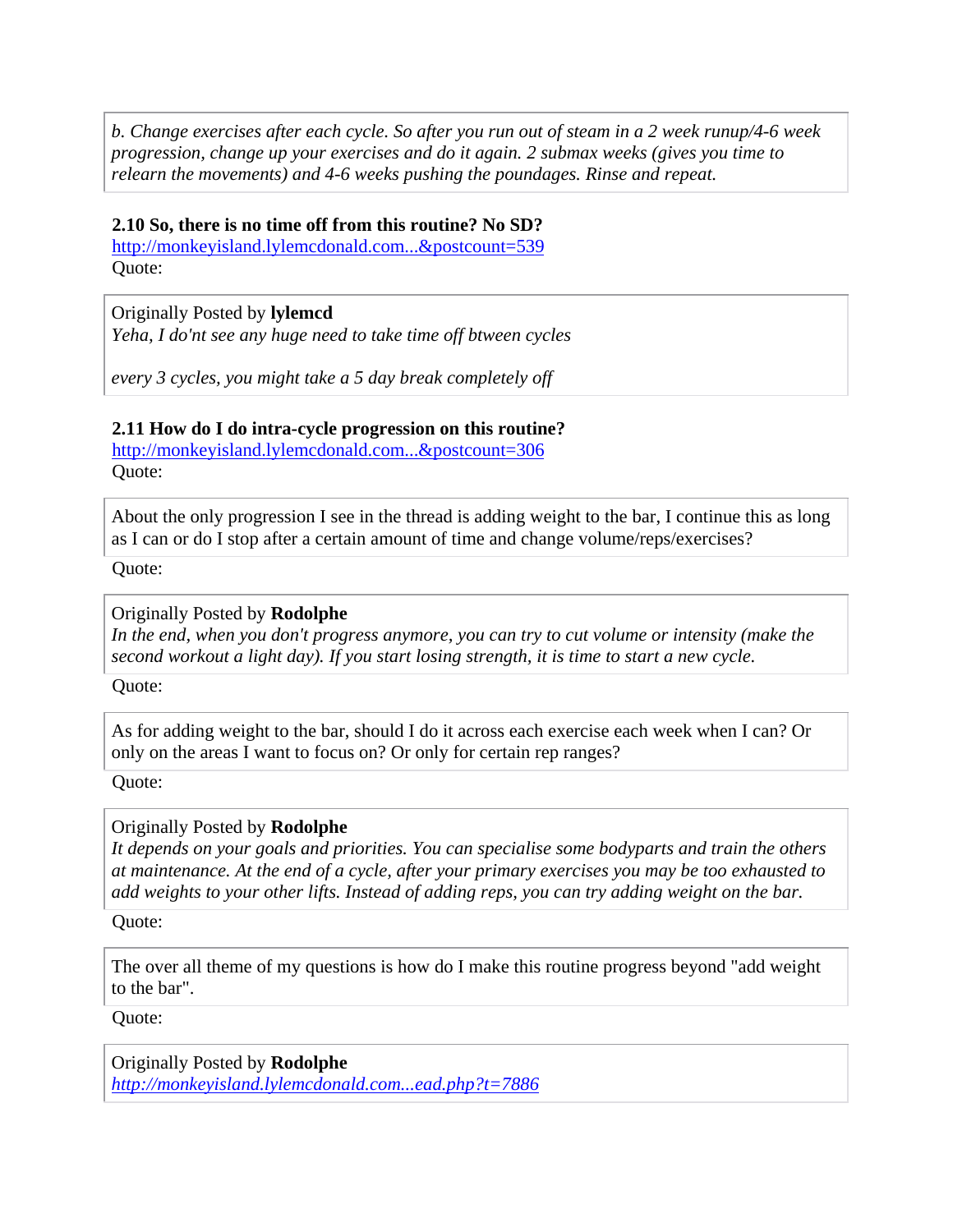> *b. Change exercises after each cycle. So after you run out of steam in a 2 week runup/4-6 week progression, change up your exercises and do it again. 2 submax weeks (gives you time to relearn the movements) and 4-6 weeks pushing the poundages. Rinse and repeat.*

**2.10 So, there is no time off from this routine? No SD?**
[http://monkeyisland.lylemcdonald.com...&postcount=539](http://monkeyisland.lylemcdonald.com...&postcount=539)
Quote:

> Originally Posted by **lylemcd**
> *Yeha, I do'nt see any huge need to take time off btween cycles*
>
> *every 3 cycles, you might take a 5 day break completely off*

**2.11 How do I do intra-cycle progression on this routine?**
[http://monkeyisland.lylemcdonald.com...&postcount=306](http://monkeyisland.lylemcdonald.com...&postcount=306)
Quote:

> About the only progression I see in the thread is adding weight to the bar, I continue this as long as I can or do I stop after a certain amount of time and change volume/reps/exercises?

Quote:

> Originally Posted by **Rodolphe**
> *In the end, when you don't progress anymore, you can try to cut volume or intensity (make the second workout a light day). If you start losing strength, it is time to start a new cycle.*

Quote:

> As for adding weight to the bar, should I do it across each exercise each week when I can? Or only on the areas I want to focus on? Or only for certain rep ranges?

Quote:

> Originally Posted by **Rodolphe**
> *It depends on your goals and priorities. You can specialise some bodyparts and train the others at maintenance. At the end of a cycle, after your primary exercises you may be too exhausted to add weights to your other lifts. Instead of adding reps, you can try adding weight on the bar.*

Quote:

> The over all theme of my questions is how do I make this routine progress beyond "add weight to the bar".

Quote:

> Originally Posted by **Rodolphe**
> *[http://monkeyisland.lylemcdonald.com...ead.php?t=7886](http://monkeyisland.lylemcdonald.com...ead.php?t=7886)*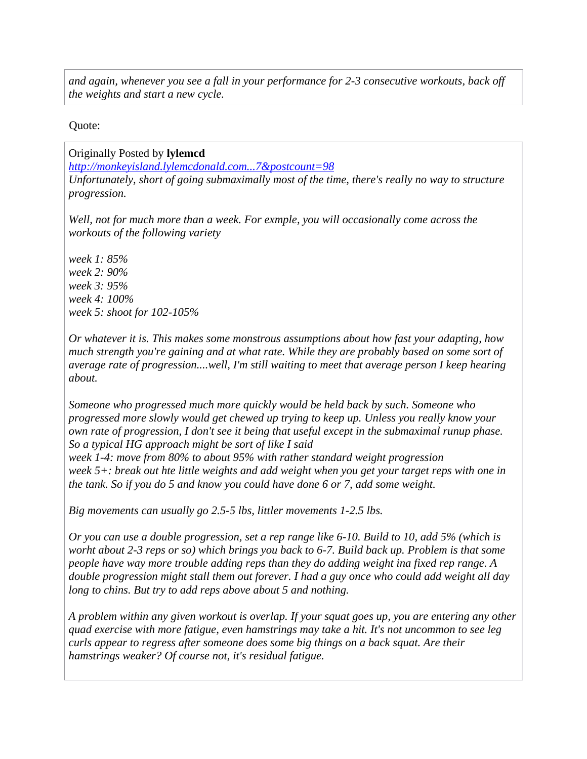*and again, whenever you see a fall in your performance for 2-3 consecutive workouts, back off the weights and start a new cycle.*

Quote:

> Originally Posted by **lylemcd**
> *http://monkeyisland.lylemcdonald.com...7&postcount=98*
> *Unfortunately, short of going submaximally most of the time, there's really no way to structure progression.*
>
> *Well, not for much more than a week. For exmple, you will occasionally come across the workouts of the following variety*
>
> *week 1: 85%*
> *week 2: 90%*
> *week 3: 95%*
> *week 4: 100%*
> *week 5: shoot for 102-105%*
>
> *Or whatever it is. This makes some monstrous assumptions about how fast your adapting, how much strength you're gaining and at what rate. While they are probably based on some sort of average rate of progression....well, I'm still waiting to meet that average person I keep hearing about.*
>
> *Someone who progressed much more quickly would be held back by such. Someone who progressed more slowly would get chewed up trying to keep up. Unless you really know your own rate of progression, I don't see it being that useful except in the submaximal runup phase. So a typical HG approach might be sort of like I said*
> *week 1-4: move from 80% to about 95% with rather standard weight progression*
> *week 5+: break out hte little weights and add weight when you get your target reps with one in the tank. So if you do 5 and know you could have done 6 or 7, add some weight.*
>
> *Big movements can usually go 2.5-5 lbs, littler movements 1-2.5 lbs.*
>
> *Or you can use a double progression, set a rep range like 6-10. Build to 10, add 5% (which is worht about 2-3 reps or so) which brings you back to 6-7. Build back up. Problem is that some people have way more trouble adding reps than they do adding weight ina fixed rep range. A double progression might stall them out forever. I had a guy once who could add weight all day long to chins. But try to add reps above about 5 and nothing.*
>
> *A problem within any given workout is overlap. If your squat goes up, you are entering any other quad exercise with more fatigue, even hamstrings may take a hit. It's not uncommon to see leg curls appear to regress after someone does some big things on a back squat. Are their hamstrings weaker? Of course not, it's residual fatigue.*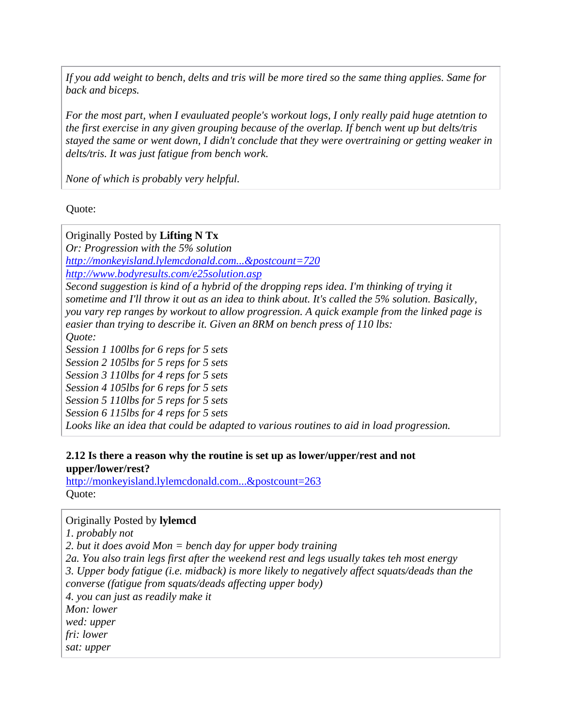> *If you add weight to bench, delts and tris will be more tired so the same thing applies. Same for back and biceps.*
>
> *For the most part, when I evauluated people's workout logs, I only really paid huge atetntion to the first exercise in any given grouping because of the overlap. If bench went up but delts/tris stayed the same or went down, I didn't conclude that they were overtraining or getting weaker in delts/tris. It was just fatigue from bench work.*
>
> *None of which is probably very helpful.*

Quote:

> Originally Posted by **Lifting N Tx**
> *Or: Progression with the 5% solution*
> *http://monkeyisland.lylemcdonald.com...&postcount=720*
> *http://www.bodyresults.com/e25solution.asp*
> *Second suggestion is kind of a hybrid of the dropping reps idea. I'm thinking of trying it sometime and I'll throw it out as an idea to think about. It's called the 5% solution. Basically, you vary rep ranges by workout to allow progression. A quick example from the linked page is easier than trying to describe it. Given an 8RM on bench press of 110 lbs:*
> *Quote:*
> *Session 1 100lbs for 6 reps for 5 sets*
> *Session 2 105lbs for 5 reps for 5 sets*
> *Session 3 110lbs for 4 reps for 5 sets*
> *Session 4 105lbs for 6 reps for 5 sets*
> *Session 5 110lbs for 5 reps for 5 sets*
> *Session 6 115lbs for 4 reps for 5 sets*
> *Looks like an idea that could be adapted to various routines to aid in load progression.*

**2.12 Is there a reason why the routine is set up as lower/upper/rest and not upper/lower/rest?**
http://monkeyisland.lylemcdonald.com...&postcount=263
Quote:

> Originally Posted by **lylemcd**
> *1. probably not*
> *2. but it does avoid Mon = bench day for upper body training*
> *2a. You also train legs first after the weekend rest and legs usually takes teh most energy*
> *3. Upper body fatigue (i.e. midback) is more likely to negatively affect squats/deads than the converse (fatigue from squats/deads affecting upper body)*
> *4. you can just as readily make it*
> *Mon: lower*
> *wed: upper*
> *fri: lower*
> *sat: upper*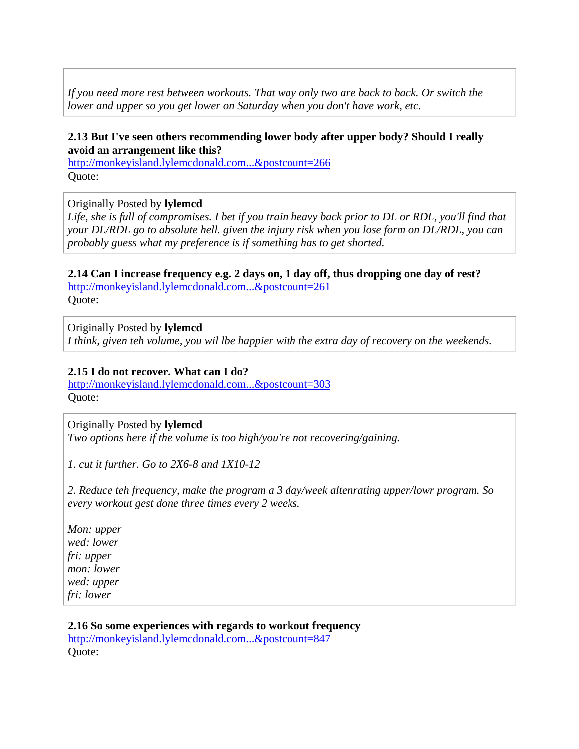*If you need more rest between workouts. That way only two are back to back. Or switch the lower and upper so you get lower on Saturday when you don't have work, etc.*

**2.13 But I've seen others recommending lower body after upper body? Should I really avoid an arrangement like this?**
http://monkeyisland.lylemcdonald.com...&postcount=266
Quote:

> Originally Posted by **lylemcd**
> *Life, she is full of compromises. I bet if you train heavy back prior to DL or RDL, you'll find that your DL/RDL go to absolute hell. given the injury risk when you lose form on DL/RDL, you can probably guess what my preference is if something has to get shorted.*

**2.14 Can I increase frequency e.g. 2 days on, 1 day off, thus dropping one day of rest?**
http://monkeyisland.lylemcdonald.com...&postcount=261
Quote:

> Originally Posted by **lylemcd**
> *I think, given teh volume, you wil lbe happier with the extra day of recovery on the weekends.*

**2.15 I do not recover. What can I do?**
http://monkeyisland.lylemcdonald.com...&postcount=303
Quote:

> Originally Posted by **lylemcd**
> *Two options here if the volume is too high/you're not recovering/gaining.*
>
> *1. cut it further. Go to 2X6-8 and 1X10-12*
>
> *2. Reduce teh frequency, make the program a 3 day/week altenrating upper/lowr program. So every workout gest done three times every 2 weeks.*
>
> *Mon: upper*
> *wed: lower*
> *fri: upper*
> *mon: lower*
> *wed: upper*
> *fri: lower*

**2.16 So some experiences with regards to workout frequency**
http://monkeyisland.lylemcdonald.com...&postcount=847
Quote: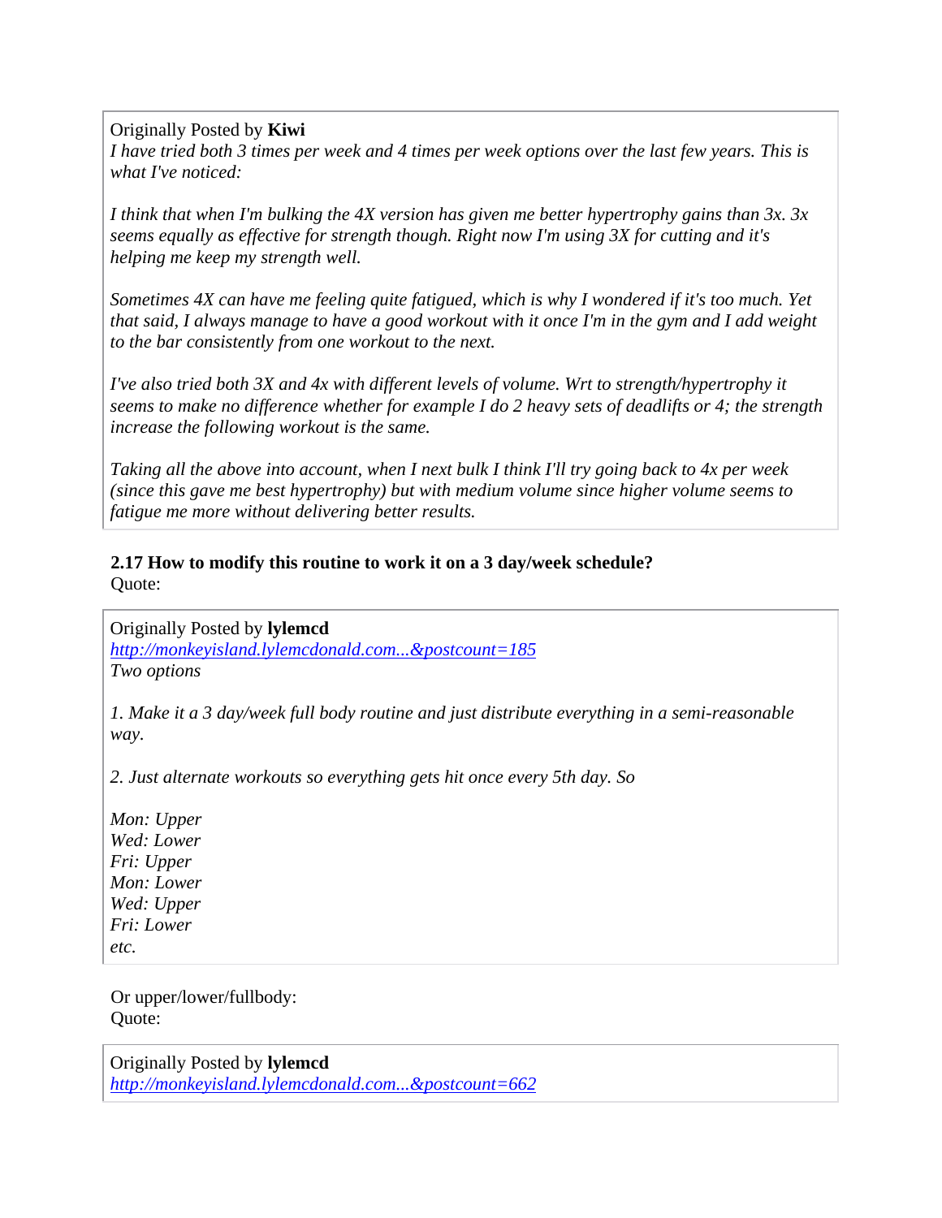> Originally Posted by **Kiwi**
> *I have tried both 3 times per week and 4 times per week options over the last few years. This is what I've noticed:*
>
> *I think that when I'm bulking the 4X version has given me better hypertrophy gains than 3x. 3x seems equally as effective for strength though. Right now I'm using 3X for cutting and it's helping me keep my strength well.*
>
> *Sometimes 4X can have me feeling quite fatigued, which is why I wondered if it's too much. Yet that said, I always manage to have a good workout with it once I'm in the gym and I add weight to the bar consistently from one workout to the next.*
>
> *I've also tried both 3X and 4x with different levels of volume. Wrt to strength/hypertrophy it seems to make no difference whether for example I do 2 heavy sets of deadlifts or 4; the strength increase the following workout is the same.*
>
> *Taking all the above into account, when I next bulk I think I'll try going back to 4x per week (since this gave me best hypertrophy) but with medium volume since higher volume seems to fatigue me more without delivering better results.*

**2.17 How to modify this routine to work it on a 3 day/week schedule?**
Quote:

> Originally Posted by **lylemcd**
> [http://monkeyisland.lylemcdonald.com...&postcount=185](http://monkeyisland.lylemcdonald.com...&postcount=185)
> *Two options*
>
> *1. Make it a 3 day/week full body routine and just distribute everything in a semi-reasonable way.*
>
> *2. Just alternate workouts so everything gets hit once every 5th day. So*
>
> *Mon: Upper*
> *Wed: Lower*
> *Fri: Upper*
> *Mon: Lower*
> *Wed: Upper*
> *Fri: Lower*
> *etc.*

Or upper/lower/fullbody:
Quote:

> Originally Posted by **lylemcd**
> [http://monkeyisland.lylemcdonald.com...&postcount=662](http://monkeyisland.lylemcdonald.com...&postcount=662)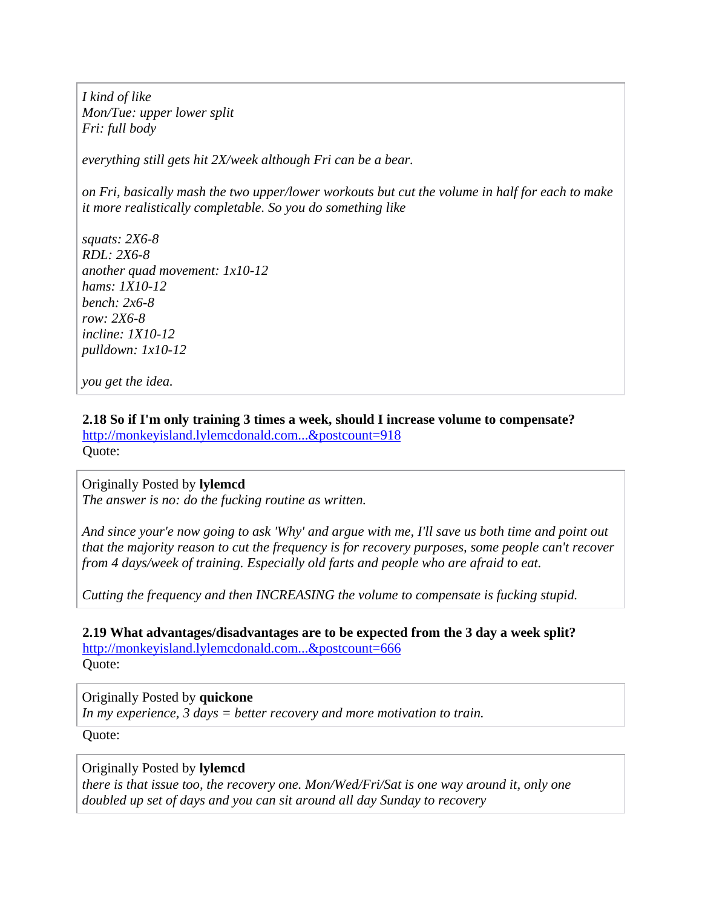> *I kind of like*
> *Mon/Tue: upper lower split*
> *Fri: full body*
>
> *everything still gets hit 2X/week although Fri can be a bear.*
>
> *on Fri, basically mash the two upper/lower workouts but cut the volume in half for each to make it more realistically completable. So you do something like*
>
> *squats: 2X6-8*
> *RDL: 2X6-8*
> *another quad movement: 1x10-12*
> *hams: 1X10-12*
> *bench: 2x6-8*
> *row: 2X6-8*
> *incline: 1X10-12*
> *pulldown: 1x10-12*
>
> *you get the idea.*

**2.18 So if I'm only training 3 times a week, should I increase volume to compensate?**
[http://monkeyisland.lylemcdonald.com...&postcount=918](http://monkeyisland.lylemcdonald.com...&postcount=918)
Quote:

> Originally Posted by **lylemcd**
> *The answer is no: do the fucking routine as written.*
>
> *And since your'e now going to ask 'Why' and argue with me, I'll save us both time and point out that the majority reason to cut the frequency is for recovery purposes, some people can't recover from 4 days/week of training. Especially old farts and people who are afraid to eat.*
>
> *Cutting the frequency and then INCREASING the volume to compensate is fucking stupid.*

**2.19 What advantages/disadvantages are to be expected from the 3 day a week split?**
[http://monkeyisland.lylemcdonald.com...&postcount=666](http://monkeyisland.lylemcdonald.com...&postcount=666)
Quote:

> Originally Posted by **quickone**
> *In my experience, 3 days = better recovery and more motivation to train.*

Quote:

> Originally Posted by **lylemcd**
> *there is that issue too, the recovery one. Mon/Wed/Fri/Sat is one way around it, only one doubled up set of days and you can sit around all day Sunday to recovery*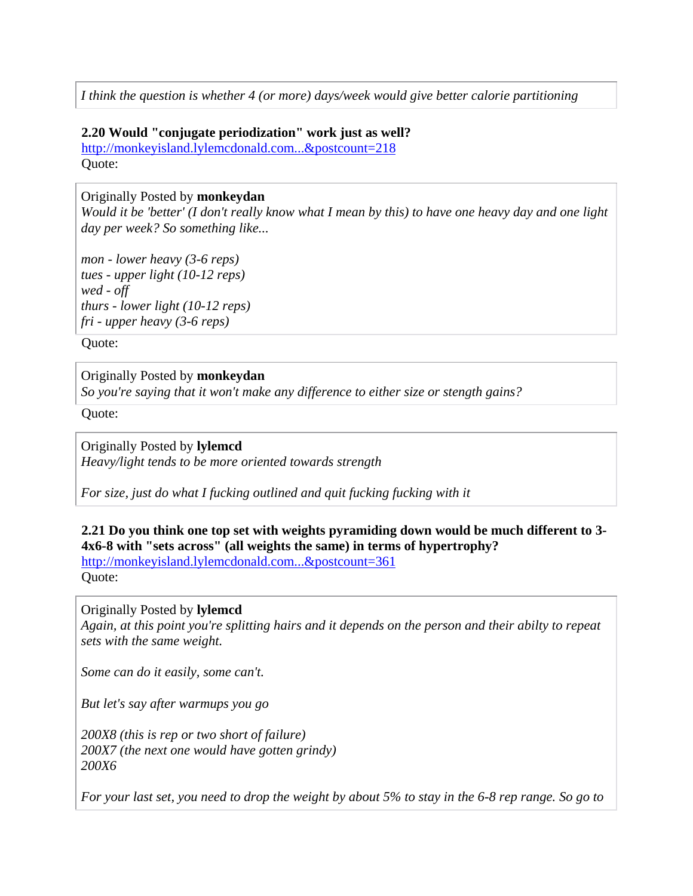> *I think the question is whether 4 (or more) days/week would give better calorie partitioning*

**2.20 Would "conjugate periodization" work just as well?**
[http://monkeyisland.lylemcdonald.com...&postcount=218](http://monkeyisland.lylemcdonald.com...&postcount=218)
Quote:

> Originally Posted by **monkeydan**
> *Would it be 'better' (I don't really know what I mean by this) to have one heavy day and one light day per week? So something like...*
>
> *mon - lower heavy (3-6 reps)*
> *tues - upper light (10-12 reps)*
> *wed - off*
> *thurs - lower light (10-12 reps)*
> *fri - upper heavy (3-6 reps)*

Quote:

> Originally Posted by **monkeydan**
> *So you're saying that it won't make any difference to either size or stength gains?*

Quote:

> Originally Posted by **lylemcd**
> *Heavy/light tends to be more oriented towards strength*
>
> *For size, just do what I fucking outlined and quit fucking fucking with it*

**2.21 Do you think one top set with weights pyramiding down would be much different to 3-4x6-8 with "sets across" (all weights the same) in terms of hypertrophy?**
[http://monkeyisland.lylemcdonald.com...&postcount=361](http://monkeyisland.lylemcdonald.com...&postcount=361)
Quote:

> Originally Posted by **lylemcd**
> *Again, at this point you're splitting hairs and it depends on the person and their abilty to repeat sets with the same weight.*
>
> *Some can do it easily, some can't.*
>
> *But let's say after warmups you go*
>
> *200X8 (this is rep or two short of failure)*
> *200X7 (the next one would have gotten grindy)*
> *200X6*
>
> *For your last set, you need to drop the weight by about 5% to stay in the 6-8 rep range. So go to*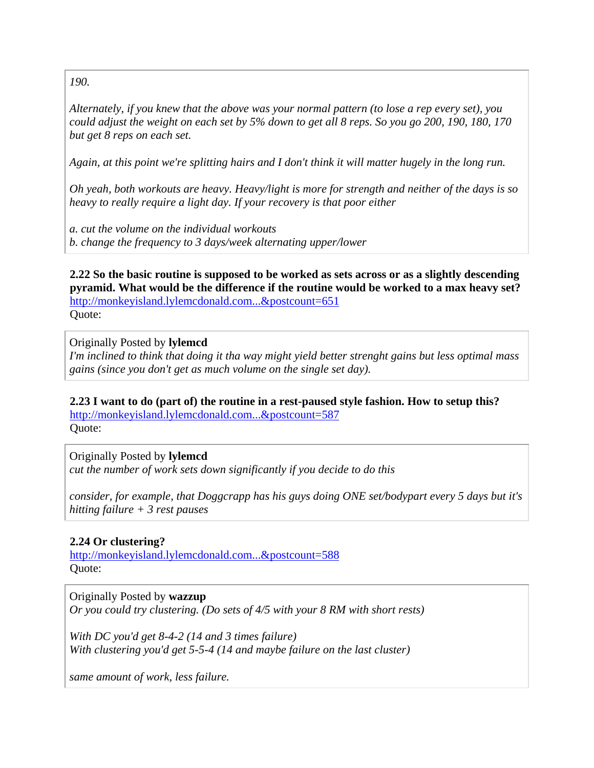*190.*

*Alternately, if you knew that the above was your normal pattern (to lose a rep every set), you could adjust the weight on each set by 5% down to get all 8 reps. So you go 200, 190, 180, 170 but get 8 reps on each set.*

*Again, at this point we're splitting hairs and I don't think it will matter hugely in the long run.*

*Oh yeah, both workouts are heavy. Heavy/light is more for strength and neither of the days is so heavy to really require a light day. If your recovery is that poor either*

*a. cut the volume on the individual workouts*
*b. change the frequency to 3 days/week alternating upper/lower*

**2.22 So the basic routine is supposed to be worked as sets across or as a slightly descending pyramid. What would be the difference if the routine would be worked to a max heavy set?**
http://monkeyisland.lylemcdonald.com...&postcount=651
Quote:

> Originally Posted by **lylemcd**
> *I'm inclined to think that doing it tha way might yield better strenght gains but less optimal mass gains (since you don't get as much volume on the single set day).*

**2.23 I want to do (part of) the routine in a rest-paused style fashion. How to setup this?**
http://monkeyisland.lylemcdonald.com...&postcount=587
Quote:

> Originally Posted by **lylemcd**
> *cut the number of work sets down significantly if you decide to do this*
>
> *consider, for example, that Doggcrapp has his guys doing ONE set/bodypart every 5 days but it's hitting failure + 3 rest pauses*

**2.24 Or clustering?**
http://monkeyisland.lylemcdonald.com...&postcount=588
Quote:

> Originally Posted by **wazzup**
> *Or you could try clustering. (Do sets of 4/5 with your 8 RM with short rests)*
>
> *With DC you'd get 8-4-2 (14 and 3 times failure)*
> *With clustering you'd get 5-5-4 (14 and maybe failure on the last cluster)*
>
> *same amount of work, less failure.*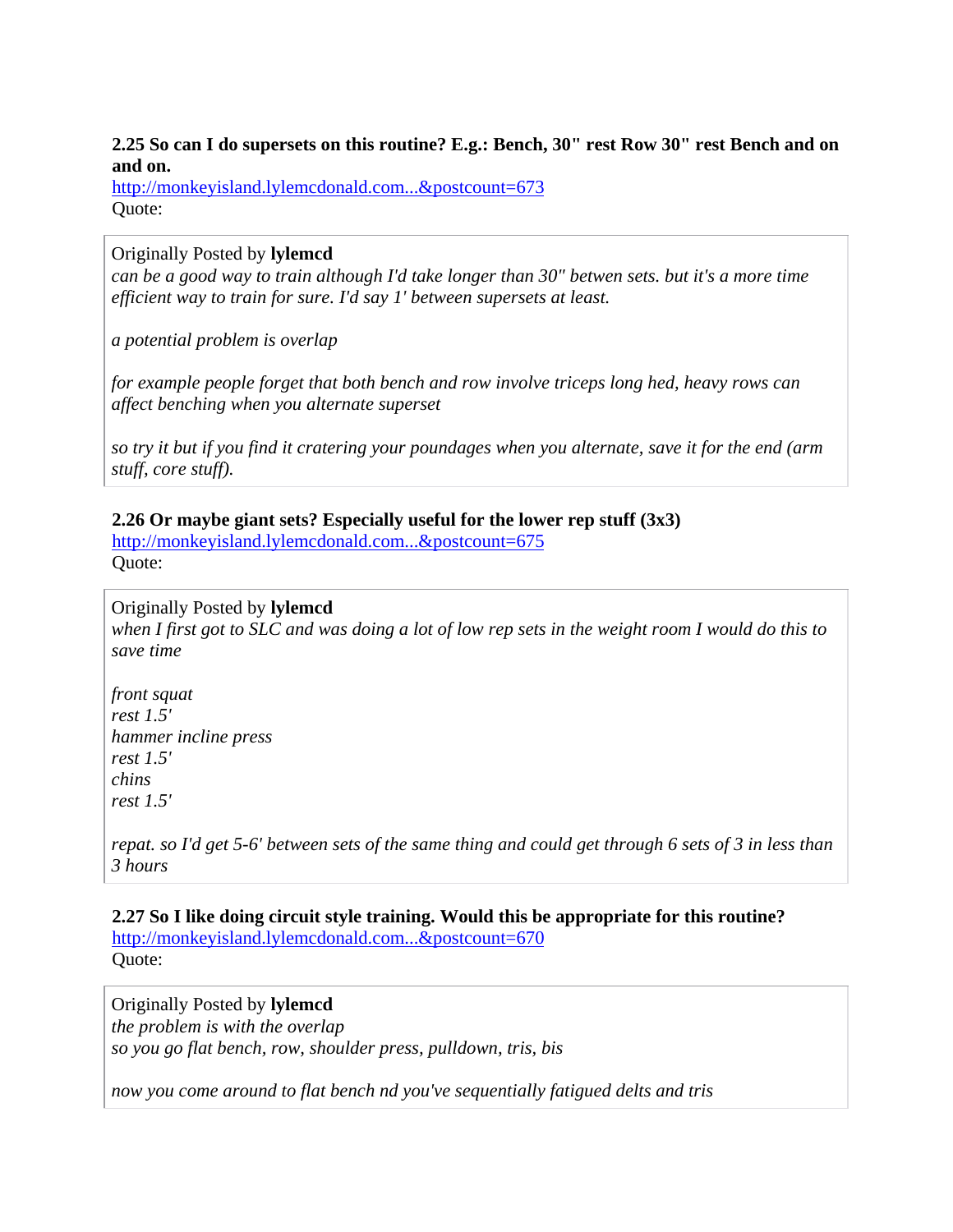**2.25 So can I do supersets on this routine? E.g.: Bench, 30" rest Row 30" rest Bench and on and on.**
[http://monkeyisland.lylemcdonald.com...&postcount=673](http://monkeyisland.lylemcdonald.com...&postcount=673)
Quote:

> Originally Posted by **lylemcd**
> *can be a good way to train although I'd take longer than 30" betwen sets. but it's a more time efficient way to train for sure. I'd say 1' between supersets at least.*
>
> *a potential problem is overlap*
>
> *for example people forget that both bench and row involve triceps long hed, heavy rows can affect benching when you alternate superset*
>
> *so try it but if you find it cratering your poundages when you alternate, save it for the end (arm stuff, core stuff).*

**2.26 Or maybe giant sets? Especially useful for the lower rep stuff (3x3)**
[http://monkeyisland.lylemcdonald.com...&postcount=675](http://monkeyisland.lylemcdonald.com...&postcount=675)
Quote:

> Originally Posted by **lylemcd**
> *when I first got to SLC and was doing a lot of low rep sets in the weight room I would do this to save time*
>
> *front squat*
> *rest 1.5'*
> *hammer incline press*
> *rest 1.5'*
> *chins*
> *rest 1.5'*
>
> *repat. so I'd get 5-6' between sets of the same thing and could get through 6 sets of 3 in less than 3 hours*

**2.27 So I like doing circuit style training. Would this be appropriate for this routine?**
[http://monkeyisland.lylemcdonald.com...&postcount=670](http://monkeyisland.lylemcdonald.com...&postcount=670)
Quote:

> Originally Posted by **lylemcd**
> *the problem is with the overlap*
> *so you go flat bench, row, shoulder press, pulldown, tris, bis*
>
> *now you come around to flat bench nd you've sequentially fatigued delts and tris*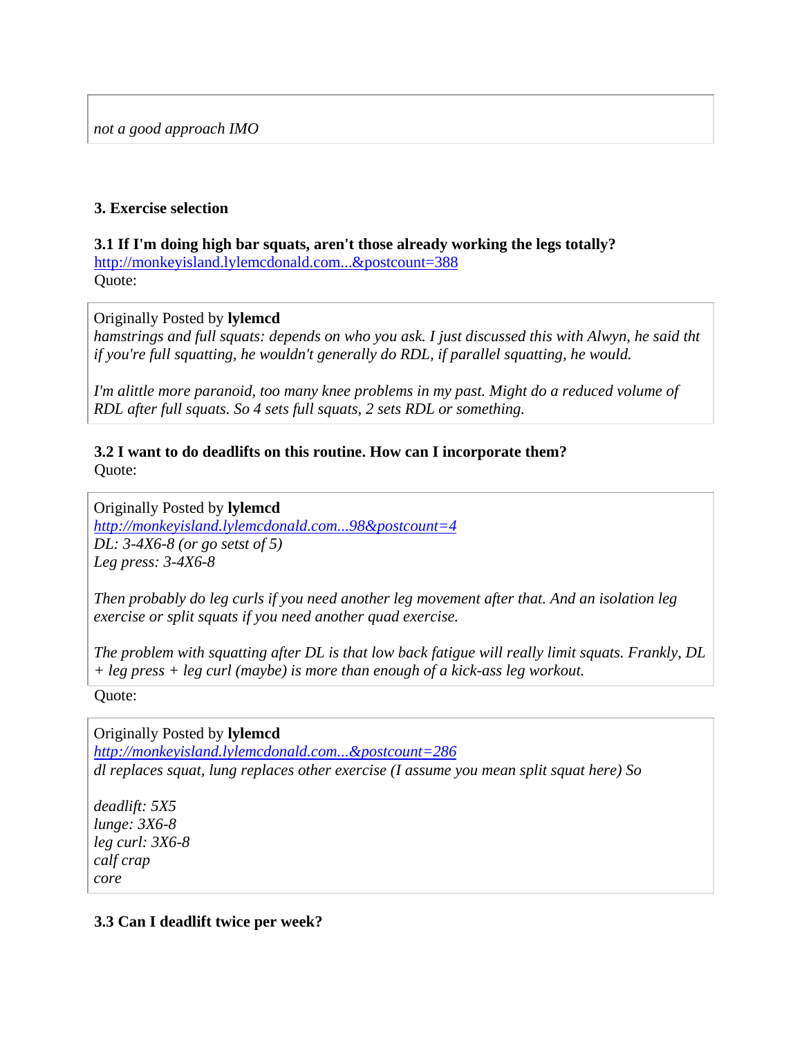> *not a good approach IMO*

**3. Exercise selection**

**3.1 If I'm doing high bar squats, aren't those already working the legs totally?**
http://monkeyisland.lylemcdonald.com...&postcount=388
Quote:

> Originally Posted by **lylemcd**
> *hamstrings and full squats: depends on who you ask. I just discussed this with Alwyn, he said tht if you're full squatting, he wouldn't generally do RDL, if parallel squatting, he would.*
>
> *I'm alittle more paranoid, too many knee problems in my past. Might do a reduced volume of RDL after full squats. So 4 sets full squats, 2 sets RDL or something.*

**3.2 I want to do deadlifts on this routine. How can I incorporate them?**
Quote:

> Originally Posted by **lylemcd**
> *http://monkeyisland.lylemcdonald.com...98&postcount=4*
> *DL: 3-4X6-8 (or go setst of 5)*
> *Leg press: 3-4X6-8*
>
> *Then probably do leg curls if you need another leg movement after that. And an isolation leg exercise or split squats if you need another quad exercise.*
>
> *The problem with squatting after DL is that low back fatigue will really limit squats. Frankly, DL + leg press + leg curl (maybe) is more than enough of a kick-ass leg workout.*

Quote:

> Originally Posted by **lylemcd**
> *http://monkeyisland.lylemcdonald.com...&postcount=286*
> *dl replaces squat, lung replaces other exercise (I assume you mean split squat here) So*
>
> *deadlift: 5X5*
> *lunge: 3X6-8*
> *leg curl: 3X6-8*
> *calf crap*
> *core*

**3.3 Can I deadlift twice per week?**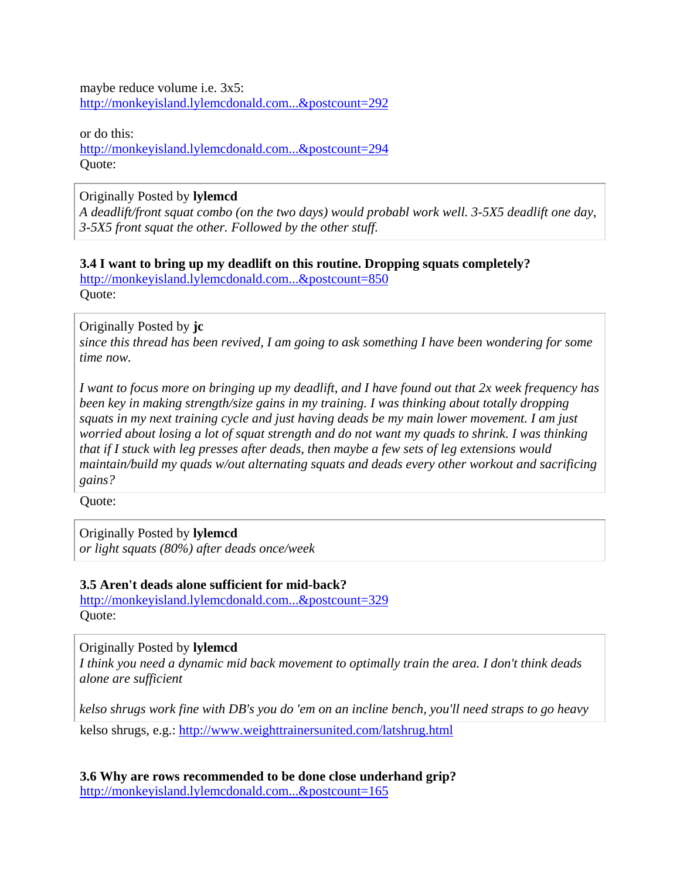maybe reduce volume i.e. 3x5:
[http://monkeyisland.lylemcdonald.com...&postcount=292](http://monkeyisland.lylemcdonald.com...&postcount=292)

or do this:
[http://monkeyisland.lylemcdonald.com...&postcount=294](http://monkeyisland.lylemcdonald.com...&postcount=294)
Quote:

> Originally Posted by **lylemcd**
> *A deadlift/front squat combo (on the two days) would probabl work well. 3-5X5 deadlift one day, 3-5X5 front squat the other. Followed by the other stuff.*

**3.4 I want to bring up my deadlift on this routine. Dropping squats completely?**
[http://monkeyisland.lylemcdonald.com...&postcount=850](http://monkeyisland.lylemcdonald.com...&postcount=850)
Quote:

> Originally Posted by **jc**
> *since this thread has been revived, I am going to ask something I have been wondering for some time now.*
>
> *I want to focus more on bringing up my deadlift, and I have found out that 2x week frequency has been key in making strength/size gains in my training. I was thinking about totally dropping squats in my next training cycle and just having deads be my main lower movement. I am just worried about losing a lot of squat strength and do not want my quads to shrink. I was thinking that if I stuck with leg presses after deads, then maybe a few sets of leg extensions would maintain/build my quads w/out alternating squats and deads every other workout and sacrificing gains?*

Quote:

> Originally Posted by **lylemcd**
> *or light squats (80%) after deads once/week*

**3.5 Aren't deads alone sufficient for mid-back?**
[http://monkeyisland.lylemcdonald.com...&postcount=329](http://monkeyisland.lylemcdonald.com...&postcount=329)
Quote:

> Originally Posted by **lylemcd**
> *I think you need a dynamic mid back movement to optimally train the area. I don't think deads alone are sufficient*
>
> *kelso shrugs work fine with DB's you do 'em on an incline bench, you'll need straps to go heavy*

kelso shrugs, e.g.: [http://www.weighttrainersunited.com/latshrug.html](http://www.weighttrainersunited.com/latshrug.html)

**3.6 Why are rows recommended to be done close underhand grip?**
[http://monkeyisland.lylemcdonald.com...&postcount=165](http://monkeyisland.lylemcdonald.com...&postcount=165)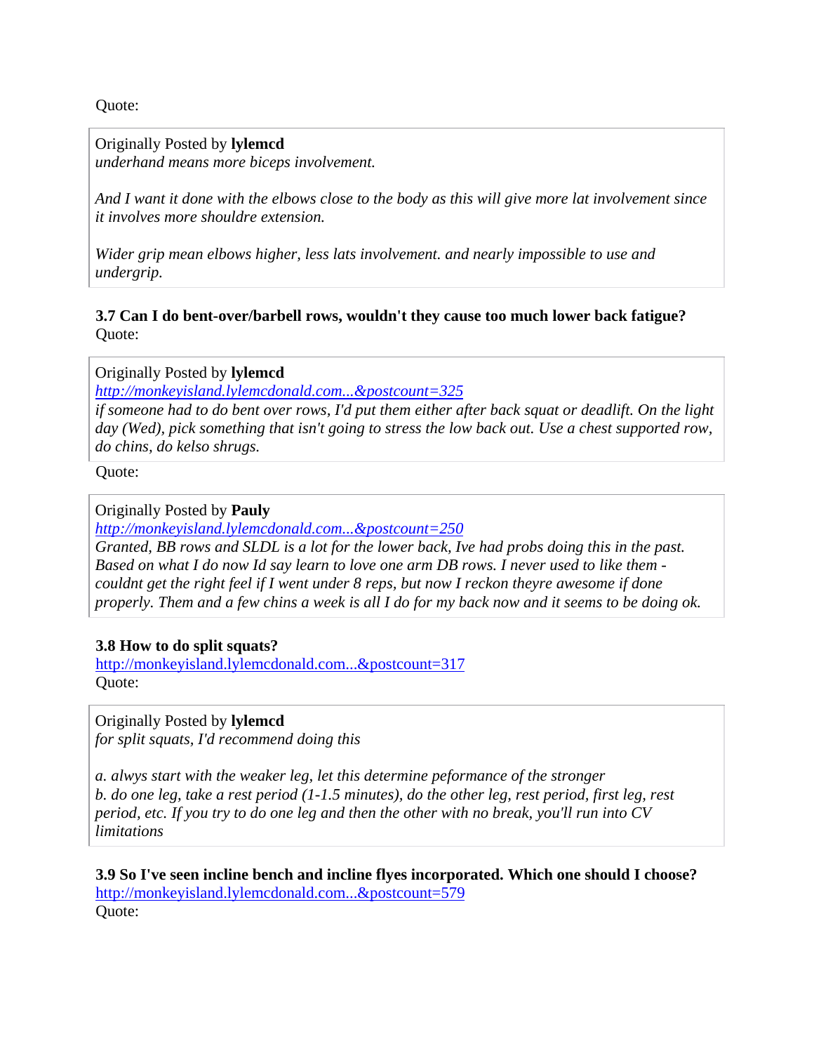Quote:

> Originally Posted by **lylemcd**
> *underhand means more biceps involvement.*
>
> *And I want it done with the elbows close to the body as this will give more lat involvement since it involves more shouldre extension.*
>
> *Wider grip mean elbows higher, less lats involvement. and nearly impossible to use and undergrip.*

**3.7 Can I do bent-over/barbell rows, wouldn't they cause too much lower back fatigue?**
Quote:

> Originally Posted by **lylemcd**
> *[http://monkeyisland.lylemcdonald.com...&postcount=325](http://monkeyisland.lylemcdonald.com...&postcount=325)*
> *if someone had to do bent over rows, I'd put them either after back squat or deadlift. On the light day (Wed), pick something that isn't going to stress the low back out. Use a chest supported row, do chins, do kelso shrugs.*

Quote:

> Originally Posted by **Pauly**
> *[http://monkeyisland.lylemcdonald.com...&postcount=250](http://monkeyisland.lylemcdonald.com...&postcount=250)*
> *Granted, BB rows and SLDL is a lot for the lower back, Ive had probs doing this in the past. Based on what I do now Id say learn to love one arm DB rows. I never used to like them - couldnt get the right feel if I went under 8 reps, but now I reckon theyre awesome if done properly. Them and a few chins a week is all I do for my back now and it seems to be doing ok.*

**3.8 How to do split squats?**
[http://monkeyisland.lylemcdonald.com...&postcount=317](http://monkeyisland.lylemcdonald.com...&postcount=317)
Quote:

> Originally Posted by **lylemcd**
> *for split squats, I'd recommend doing this*
>
> *a. alwys start with the weaker leg, let this determine peformance of the stronger*
> *b. do one leg, take a rest period (1-1.5 minutes), do the other leg, rest period, first leg, rest period, etc. If you try to do one leg and then the other with no break, you'll run into CV limitations*

**3.9 So I've seen incline bench and incline flyes incorporated. Which one should I choose?**
[http://monkeyisland.lylemcdonald.com...&postcount=579](http://monkeyisland.lylemcdonald.com...&postcount=579)
Quote: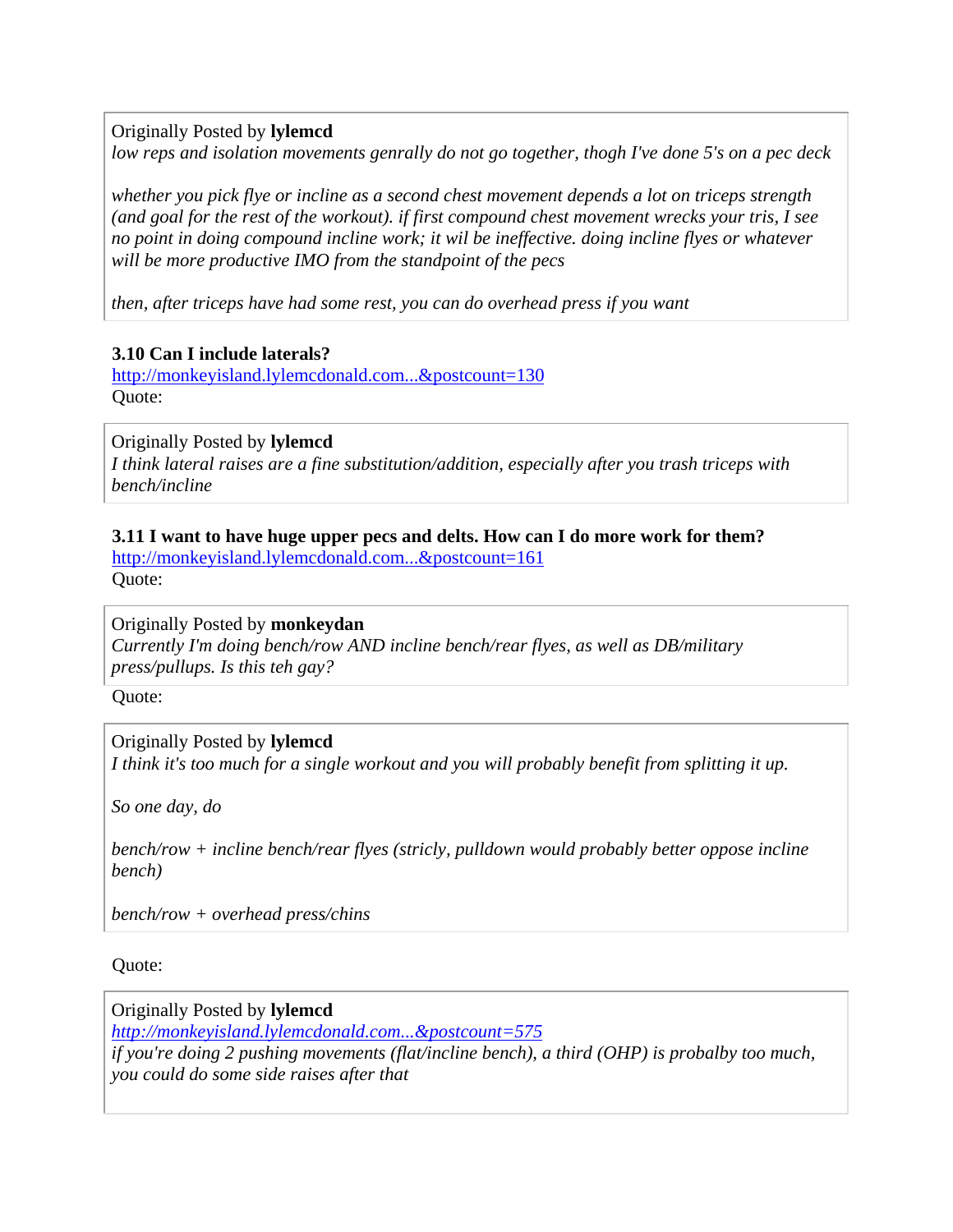> Originally Posted by **lylemcd**
> *low reps and isolation movements genrally do not go together, thogh I've done 5's on a pec deck*
>
> *whether you pick flye or incline as a second chest movement depends a lot on triceps strength (and goal for the rest of the workout). if first compound chest movement wrecks your tris, I see no point in doing compound incline work; it wil be ineffective. doing incline flyes or whatever will be more productive IMO from the standpoint of the pecs*
>
> *then, after triceps have had some rest, you can do overhead press if you want*

**3.10 Can I include laterals?**
[http://monkeyisland.lylemcdonald.com...&postcount=130](http://monkeyisland.lylemcdonald.com...&postcount=130)
Quote:

> Originally Posted by **lylemcd**
> *I think lateral raises are a fine substitution/addition, especially after you trash triceps with bench/incline*

**3.11 I want to have huge upper pecs and delts. How can I do more work for them?**
[http://monkeyisland.lylemcdonald.com...&postcount=161](http://monkeyisland.lylemcdonald.com...&postcount=161)
Quote:

> Originally Posted by **monkeydan**
> *Currently I'm doing bench/row AND incline bench/rear flyes, as well as DB/military press/pullups. Is this teh gay?*

Quote:

> Originally Posted by **lylemcd**
> *I think it's too much for a single workout and you will probably benefit from splitting it up.*
>
> *So one day, do*
>
> *bench/row + incline bench/rear flyes (stricly, pulldown would probably better oppose incline bench)*
>
> *bench/row + overhead press/chins*

Quote:

> Originally Posted by **lylemcd**
> *[http://monkeyisland.lylemcdonald.com...&postcount=575](http://monkeyisland.lylemcdonald.com...&postcount=575)*
> *if you're doing 2 pushing movements (flat/incline bench), a third (OHP) is probalby too much, you could do some side raises after that*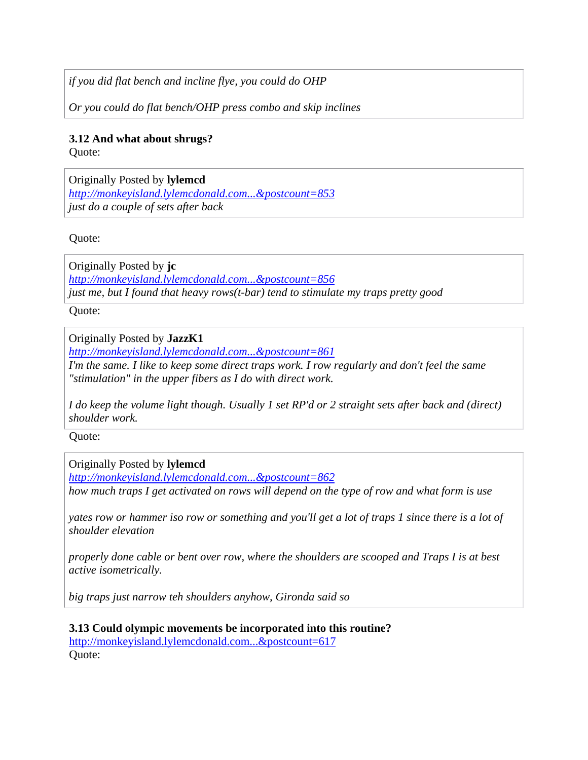> *if you did flat bench and incline flye, you could do OHP*
>
> *Or you could do flat bench/OHP press combo and skip inclines*

**3.12 And what about shrugs?**
Quote:

> Originally Posted by **lylemcd**
> *http://monkeyisland.lylemcdonald.com...&postcount=853*
> *just do a couple of sets after back*

Quote:

> Originally Posted by **jc**
> *http://monkeyisland.lylemcdonald.com...&postcount=856*
> *just me, but I found that heavy rows(t-bar) tend to stimulate my traps pretty good*

Quote:

> Originally Posted by **JazzK1**
> *http://monkeyisland.lylemcdonald.com...&postcount=861*
> *I'm the same. I like to keep some direct traps work. I row regularly and don't feel the same "stimulation" in the upper fibers as I do with direct work.*
>
> *I do keep the volume light though. Usually 1 set RP'd or 2 straight sets after back and (direct) shoulder work.*

Quote:

> Originally Posted by **lylemcd**
> *http://monkeyisland.lylemcdonald.com...&postcount=862*
> *how much traps I get activated on rows will depend on the type of row and what form is use*
>
> *yates row or hammer iso row or something and you'll get a lot of traps 1 since there is a lot of shoulder elevation*
>
> *properly done cable or bent over row, where the shoulders are scooped and Traps I is at best active isometrically.*
>
> *big traps just narrow teh shoulders anyhow, Gironda said so*

**3.13 Could olympic movements be incorporated into this routine?**
http://monkeyisland.lylemcdonald.com...&postcount=617
Quote: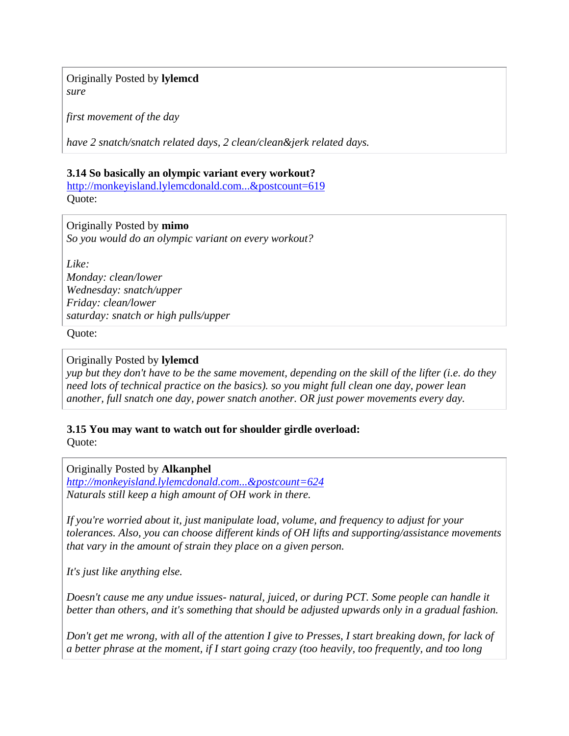> Originally Posted by **lylemcd**
> *sure*
>
> *first movement of the day*
>
> *have 2 snatch/snatch related days, 2 clean/clean&jerk related days.*

**3.14 So basically an olympic variant every workout?**
http://monkeyisland.lylemcdonald.com...&postcount=619
Quote:

> Originally Posted by **mimo**
> *So you would do an olympic variant on every workout?*
>
> *Like:*
> *Monday: clean/lower*
> *Wednesday: snatch/upper*
> *Friday: clean/lower*
> *saturday: snatch or high pulls/upper*

Quote:

> Originally Posted by **lylemcd**
> *yup but they don't have to be the same movement, depending on the skill of the lifter (i.e. do they need lots of technical practice on the basics). so you might full clean one day, power lean another, full snatch one day, power snatch another. OR just power movements every day.*

**3.15 You may want to watch out for shoulder girdle overload:**
Quote:

> Originally Posted by **Alkanphel**
> *http://monkeyisland.lylemcdonald.com...&postcount=624*
> *Naturals still keep a high amount of OH work in there.*
>
> *If you're worried about it, just manipulate load, volume, and frequency to adjust for your tolerances. Also, you can choose different kinds of OH lifts and supporting/assistance movements that vary in the amount of strain they place on a given person.*
>
> *It's just like anything else.*
>
> *Doesn't cause me any undue issues- natural, juiced, or during PCT. Some people can handle it better than others, and it's something that should be adjusted upwards only in a gradual fashion.*
>
> *Don't get me wrong, with all of the attention I give to Presses, I start breaking down, for lack of a better phrase at the moment, if I start going crazy (too heavily, too frequently, and too long*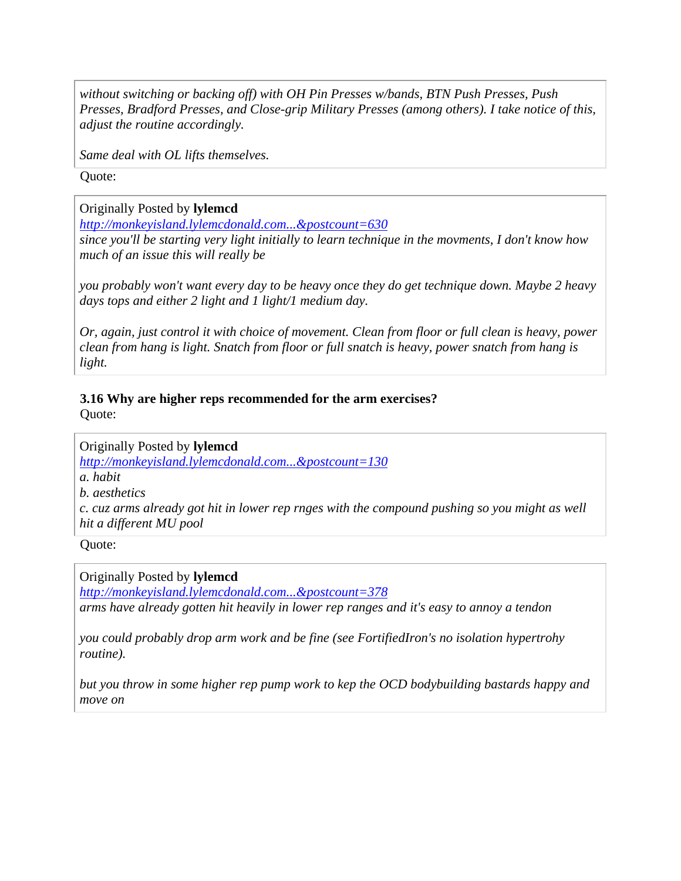> *without switching or backing off) with OH Pin Presses w/bands, BTN Push Presses, Push Presses, Bradford Presses, and Close-grip Military Presses (among others). I take notice of this, adjust the routine accordingly.*
>
> *Same deal with OL lifts themselves.*

Quote:

> Originally Posted by **lylemcd**
> [http://monkeyisland.lylemcdonald.com...&postcount=630](http://monkeyisland.lylemcdonald.com...&postcount=630)
> *since you'll be starting very light initially to learn technique in the movments, I don't know how much of an issue this will really be*
>
> *you probably won't want every day to be heavy once they do get technique down. Maybe 2 heavy days tops and either 2 light and 1 light/1 medium day.*
>
> *Or, again, just control it with choice of movement. Clean from floor or full clean is heavy, power clean from hang is light. Snatch from floor or full snatch is heavy, power snatch from hang is light.*

**3.16 Why are higher reps recommended for the arm exercises?**

Quote:

> Originally Posted by **lylemcd**
> [http://monkeyisland.lylemcdonald.com...&postcount=130](http://monkeyisland.lylemcdonald.com...&postcount=130)
> *a. habit*
> *b. aesthetics*
> *c. cuz arms already got hit in lower rep rnges with the compound pushing so you might as well hit a different MU pool*

Quote:

> Originally Posted by **lylemcd**
> [http://monkeyisland.lylemcdonald.com...&postcount=378](http://monkeyisland.lylemcdonald.com...&postcount=378)
> *arms have already gotten hit heavily in lower rep ranges and it's easy to annoy a tendon*
>
> *you could probably drop arm work and be fine (see FortifiedIron's no isolation hypertrohy routine).*
>
> *but you throw in some higher rep pump work to kep the OCD bodybuilding bastards happy and move on*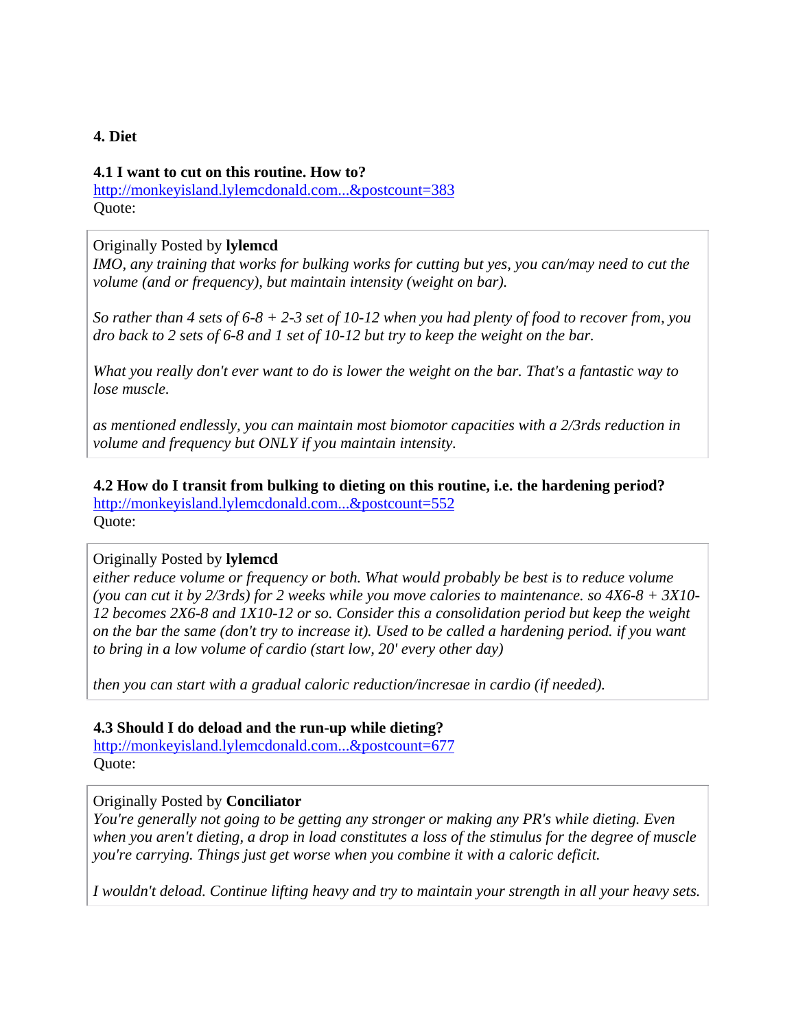## 4. Diet

### 4.1 I want to cut on this routine. How to?

http://monkeyisland.lylemcdonald.com...&postcount=383

Quote:

> Originally Posted by **lylemcd**
>
> *IMO, any training that works for bulking works for cutting but yes, you can/may need to cut the volume (and or frequency), but maintain intensity (weight on bar).*
>
> *So rather than 4 sets of 6-8 + 2-3 set of 10-12 when you had plenty of food to recover from, you dro back to 2 sets of 6-8 and 1 set of 10-12 but try to keep the weight on the bar.*
>
> *What you really don't ever want to do is lower the weight on the bar. That's a fantastic way to lose muscle.*
>
> *as mentioned endlessly, you can maintain most biomotor capacities with a 2/3rds reduction in volume and frequency but ONLY if you maintain intensity.*

### 4.2 How do I transit from bulking to dieting on this routine, i.e. the hardening period?

http://monkeyisland.lylemcdonald.com...&postcount=552

Quote:

> Originally Posted by **lylemcd**
>
> *either reduce volume or frequency or both. What would probably be best is to reduce volume (you can cut it by 2/3rds) for 2 weeks while you move calories to maintenance. so 4X6-8 + 3X10-12 becomes 2X6-8 and 1X10-12 or so. Consider this a consolidation period but keep the weight on the bar the same (don't try to increase it). Used to be called a hardening period. if you want to bring in a low volume of cardio (start low, 20' every other day)*
>
> *then you can start with a gradual caloric reduction/incresae in cardio (if needed).*

### 4.3 Should I do deload and the run-up while dieting?

http://monkeyisland.lylemcdonald.com...&postcount=677

Quote:

> Originally Posted by **Conciliator**
>
> *You're generally not going to be getting any stronger or making any PR's while dieting. Even when you aren't dieting, a drop in load constitutes a loss of the stimulus for the degree of muscle you're carrying. Things just get worse when you combine it with a caloric deficit.*
>
> *I wouldn't deload. Continue lifting heavy and try to maintain your strength in all your heavy sets.*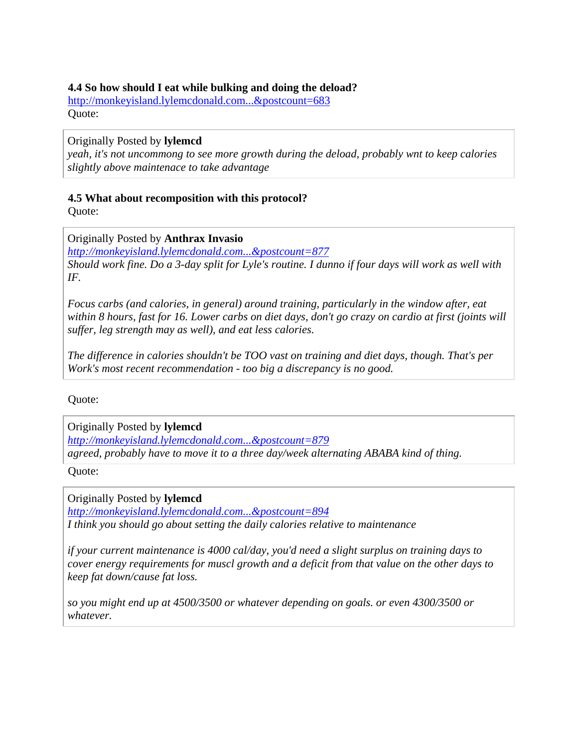**4.4 So how should I eat while bulking and doing the deload?**
http://monkeyisland.lylemcdonald.com...&postcount=683
Quote:

> Originally Posted by **lylemcd**
> *yeah, it's not uncommong to see more growth during the deload, probably wnt to keep calories slightly above maintenace to take advantage*

**4.5 What about recomposition with this protocol?**
Quote:

> Originally Posted by **Anthrax Invasio**
> *http://monkeyisland.lylemcdonald.com...&postcount=877*
> *Should work fine. Do a 3-day split for Lyle's routine. I dunno if four days will work as well with IF.*
>
> *Focus carbs (and calories, in general) around training, particularly in the window after, eat within 8 hours, fast for 16. Lower carbs on diet days, don't go crazy on cardio at first (joints will suffer, leg strength may as well), and eat less calories.*
>
> *The difference in calories shouldn't be TOO vast on training and diet days, though. That's per Work's most recent recommendation - too big a discrepancy is no good.*

Quote:

> Originally Posted by **lylemcd**
> *http://monkeyisland.lylemcdonald.com...&postcount=879*
> *agreed, probably have to move it to a three day/week alternating ABABA kind of thing.*

Quote:

> Originally Posted by **lylemcd**
> *http://monkeyisland.lylemcdonald.com...&postcount=894*
> *I think you should go about setting the daily calories relative to maintenance*
>
> *if your current maintenance is 4000 cal/day, you'd need a slight surplus on training days to cover energy requirements for muscl growth and a deficit from that value on the other days to keep fat down/cause fat loss.*
>
> *so you might end up at 4500/3500 or whatever depending on goals. or even 4300/3500 or whatever.*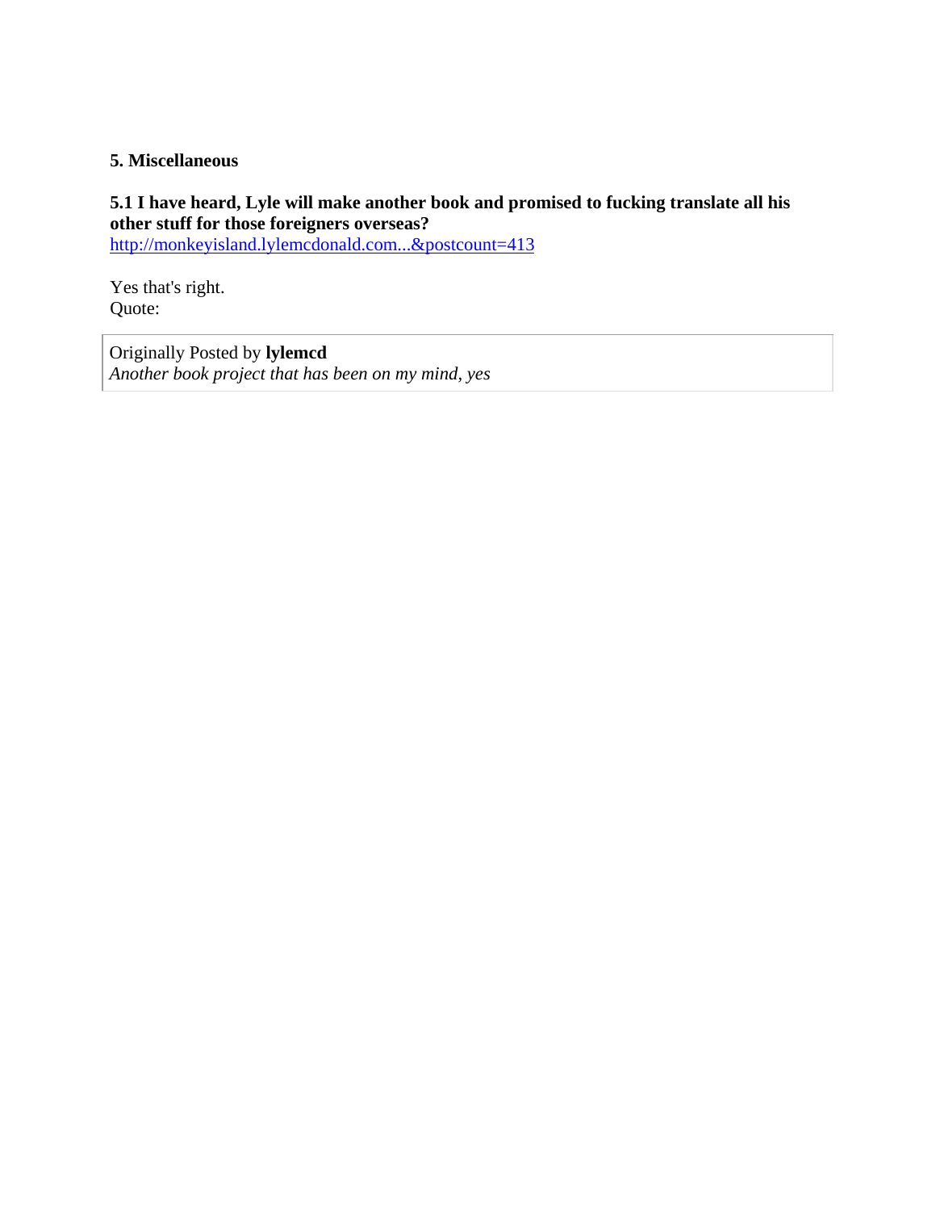**5. Miscellaneous**

**5.1 I have heard, Lyle will make another book and promised to fucking translate all his other stuff for those foreigners overseas?**
[http://monkeyisland.lylemcdonald.com...&postcount=413](http://monkeyisland.lylemcdonald.com...&postcount=413)

Yes that's right.
Quote:

> Originally Posted by **lylemcd**
> *Another book project that has been on my mind, yes*